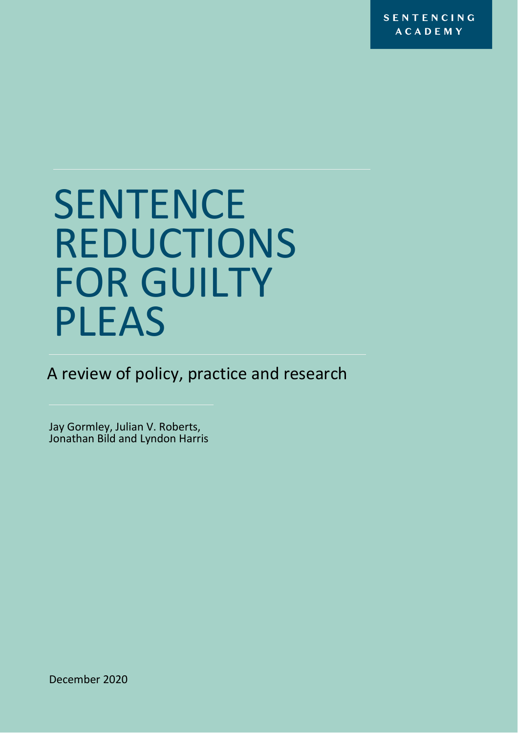SENTENCING ACADEMY

# SENTENCE REDUCTIONS FOR GUILTY PLEAS

## A review of policy, practice and research

Jay Gormley, Julian V. Roberts,
Jonathan Bild and Lyndon Harris

December 2020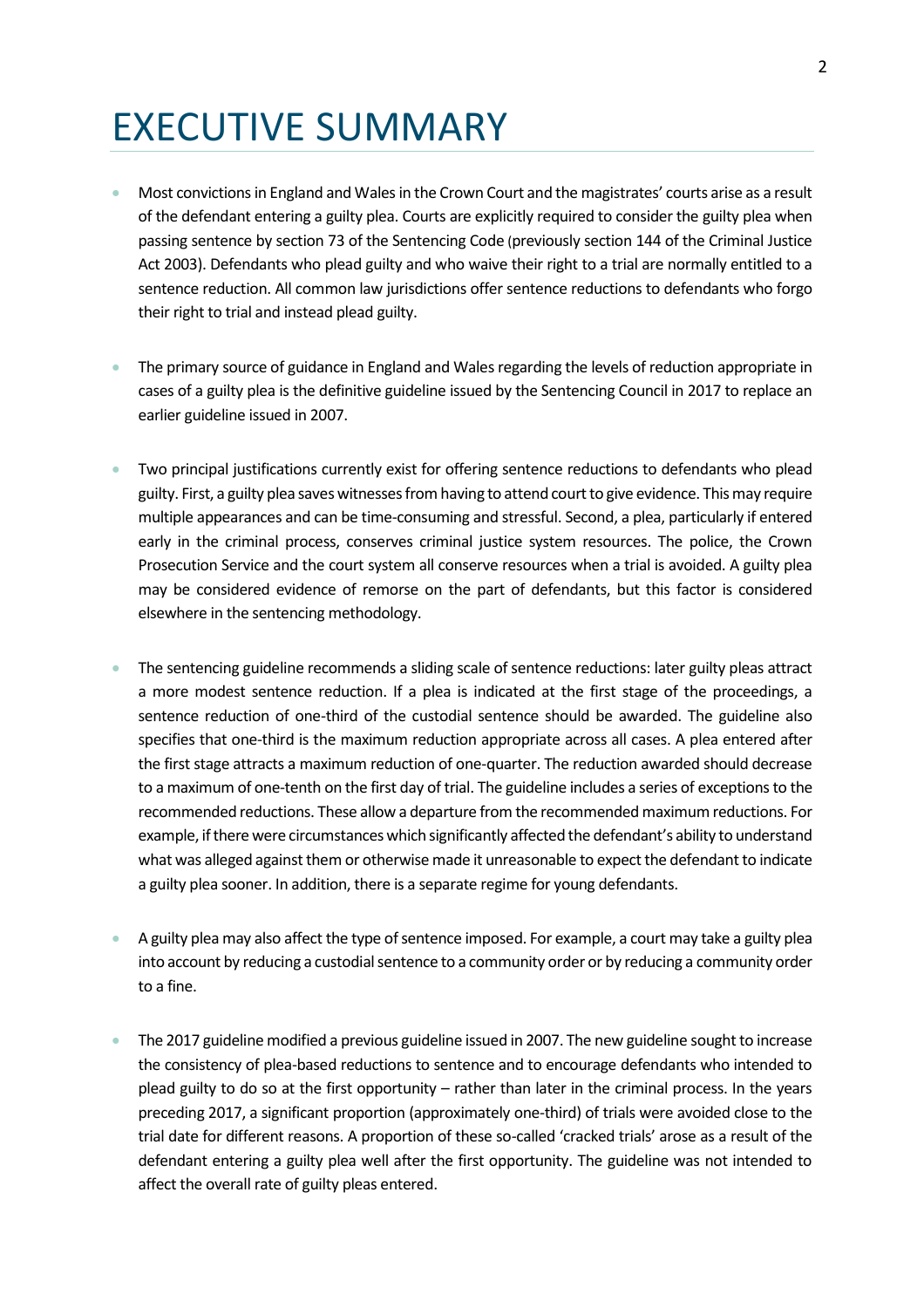# EXECUTIVE SUMMARY

- Most convictions in England and Wales in the Crown Court and the magistrates' courts arise as a result of the defendant entering a guilty plea. Courts are explicitly required to consider the guilty plea when passing sentence by section 73 of the Sentencing Code (previously section 144 of the Criminal Justice Act 2003). Defendants who plead guilty and who waive their right to a trial are normally entitled to a sentence reduction. All common law jurisdictions offer sentence reductions to defendants who forgo their right to trial and instead plead guilty.

- The primary source of guidance in England and Wales regarding the levels of reduction appropriate in cases of a guilty plea is the definitive guideline issued by the Sentencing Council in 2017 to replace an earlier guideline issued in 2007.

- Two principal justifications currently exist for offering sentence reductions to defendants who plead guilty. First, a guilty plea saves witnesses from having to attend court to give evidence. This may require multiple appearances and can be time-consuming and stressful. Second, a plea, particularly if entered early in the criminal process, conserves criminal justice system resources. The police, the Crown Prosecution Service and the court system all conserve resources when a trial is avoided. A guilty plea may be considered evidence of remorse on the part of defendants, but this factor is considered elsewhere in the sentencing methodology.

- The sentencing guideline recommends a sliding scale of sentence reductions: later guilty pleas attract a more modest sentence reduction. If a plea is indicated at the first stage of the proceedings, a sentence reduction of one-third of the custodial sentence should be awarded. The guideline also specifies that one-third is the maximum reduction appropriate across all cases. A plea entered after the first stage attracts a maximum reduction of one-quarter. The reduction awarded should decrease to a maximum of one-tenth on the first day of trial. The guideline includes a series of exceptions to the recommended reductions. These allow a departure from the recommended maximum reductions. For example, if there were circumstances which significantly affected the defendant's ability to understand what was alleged against them or otherwise made it unreasonable to expect the defendant to indicate a guilty plea sooner. In addition, there is a separate regime for young defendants.

- A guilty plea may also affect the type of sentence imposed. For example, a court may take a guilty plea into account by reducing a custodial sentence to a community order or by reducing a community order to a fine.

- The 2017 guideline modified a previous guideline issued in 2007. The new guideline sought to increase the consistency of plea-based reductions to sentence and to encourage defendants who intended to plead guilty to do so at the first opportunity – rather than later in the criminal process. In the years preceding 2017, a significant proportion (approximately one-third) of trials were avoided close to the trial date for different reasons. A proportion of these so-called 'cracked trials' arose as a result of the defendant entering a guilty plea well after the first opportunity. The guideline was not intended to affect the overall rate of guilty pleas entered.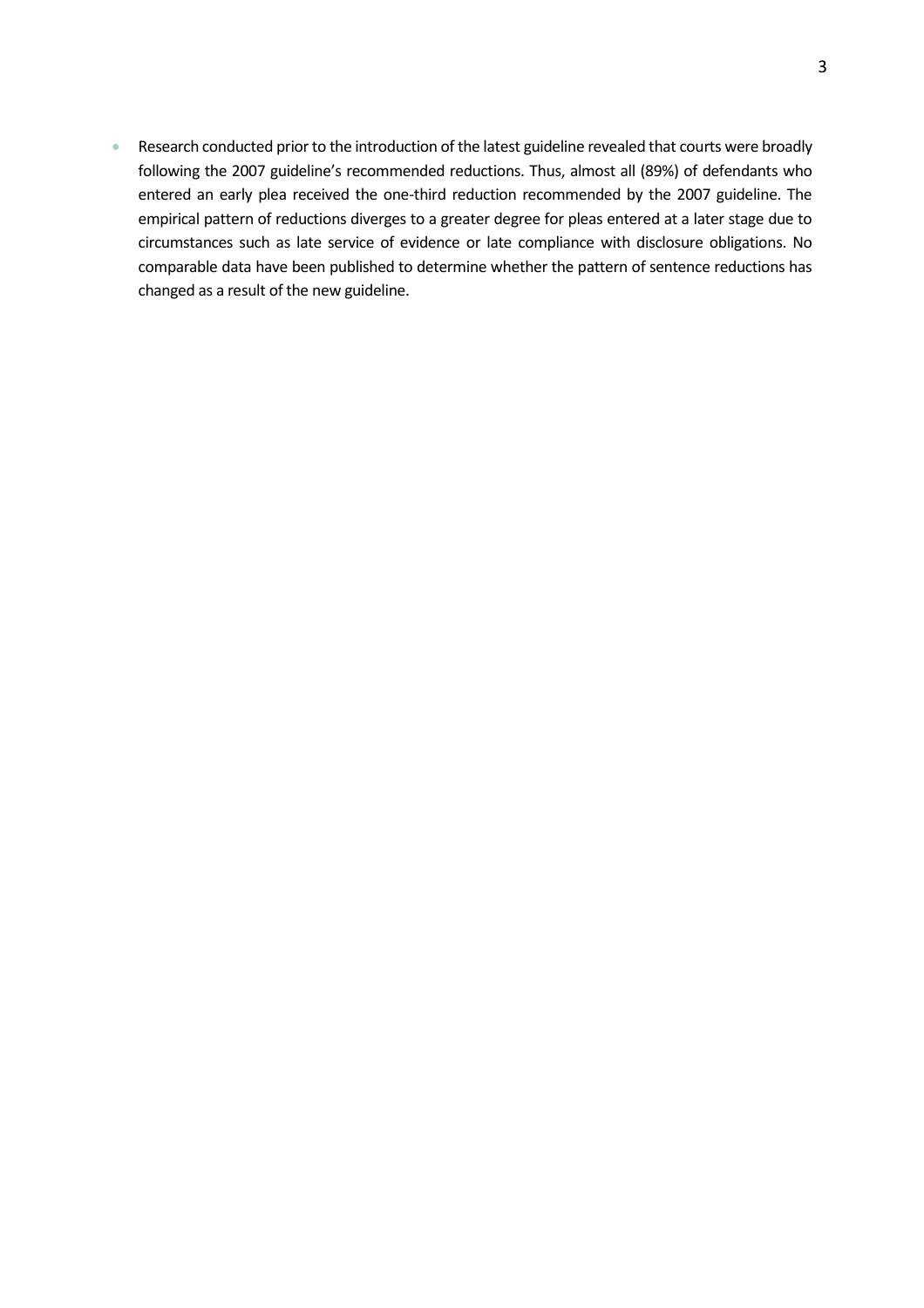- Research conducted prior to the introduction of the latest guideline revealed that courts were broadly following the 2007 guideline's recommended reductions. Thus, almost all (89%) of defendants who entered an early plea received the one-third reduction recommended by the 2007 guideline. The empirical pattern of reductions diverges to a greater degree for pleas entered at a later stage due to circumstances such as late service of evidence or late compliance with disclosure obligations. No comparable data have been published to determine whether the pattern of sentence reductions has changed as a result of the new guideline.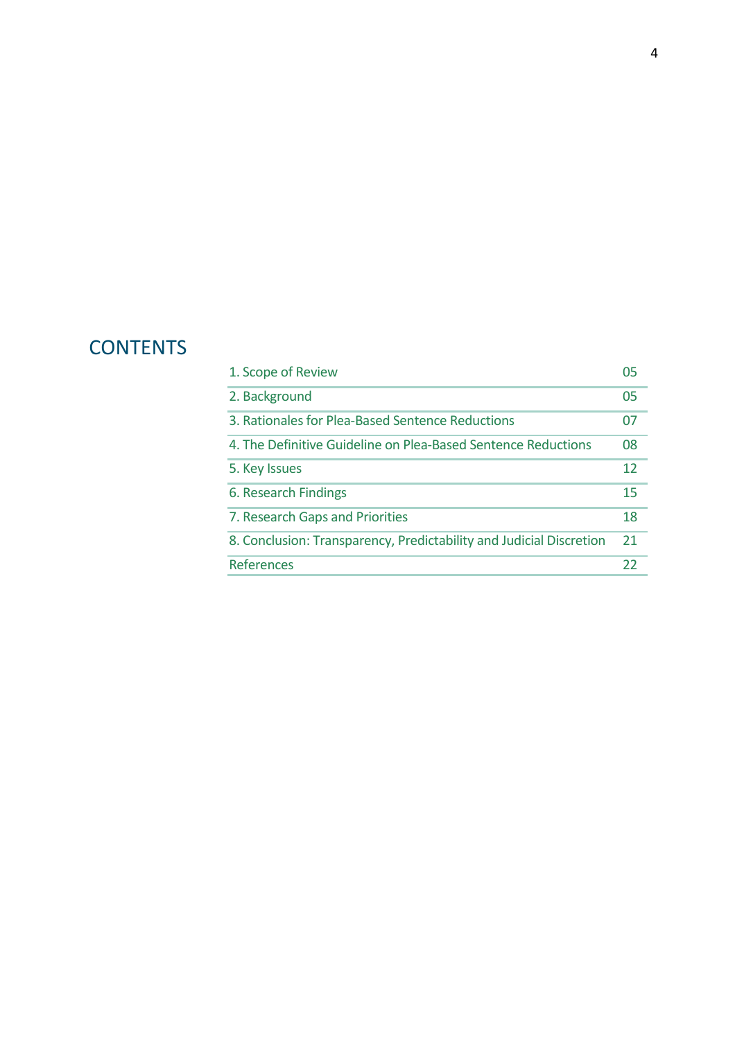# CONTENTS

| | |
|---|---|
| 1. Scope of Review | 05 |
| 2. Background | 05 |
| 3. Rationales for Plea-Based Sentence Reductions | 07 |
| 4. The Definitive Guideline on Plea-Based Sentence Reductions | 08 |
| 5. Key Issues | 12 |
| 6. Research Findings | 15 |
| 7. Research Gaps and Priorities | 18 |
| 8. Conclusion: Transparency, Predictability and Judicial Discretion | 21 |
| References | 22 |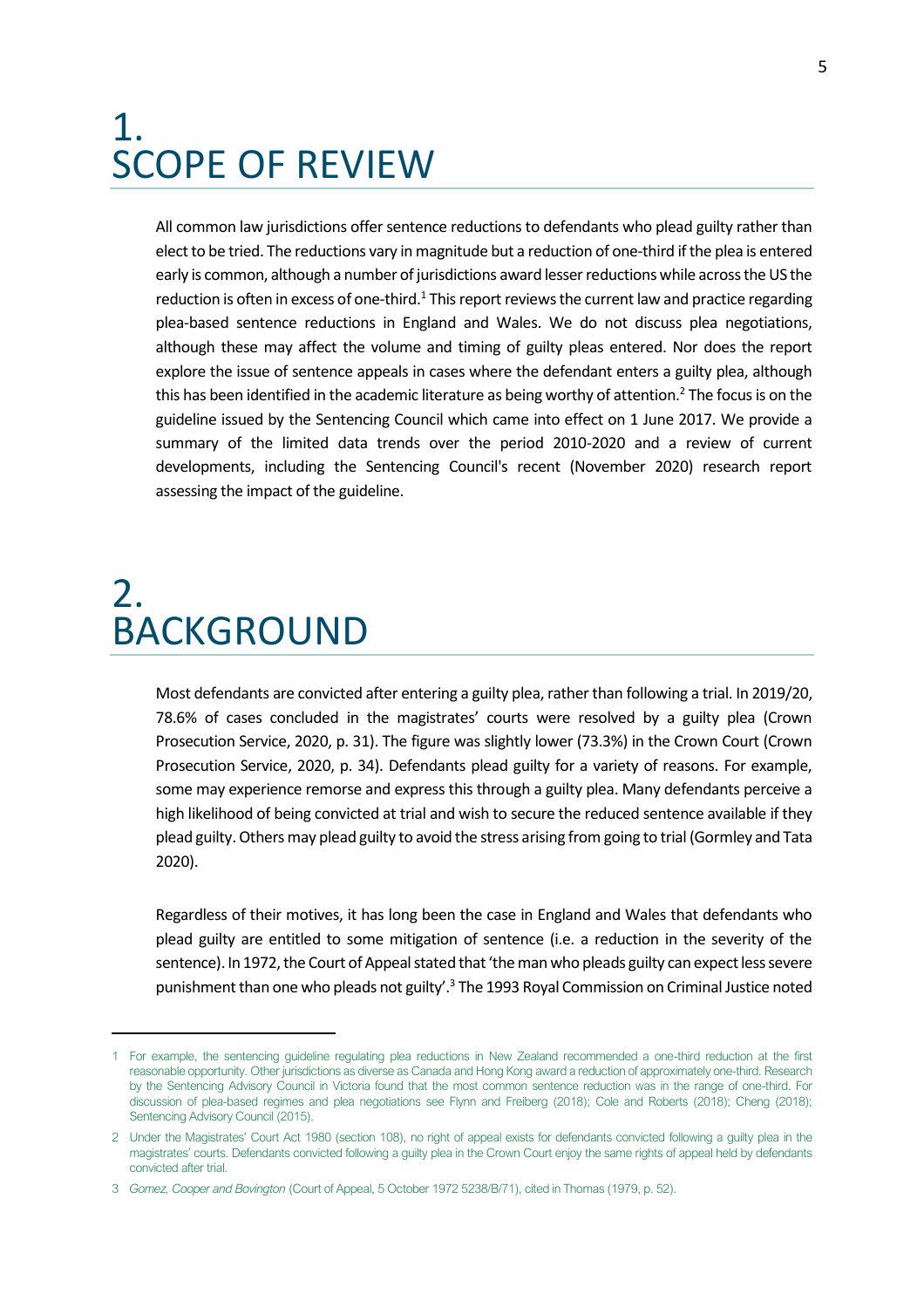# 1. SCOPE OF REVIEW

All common law jurisdictions offer sentence reductions to defendants who plead guilty rather than elect to be tried. The reductions vary in magnitude but a reduction of one-third if the plea is entered early is common, although a number of jurisdictions award lesser reductions while across the US the reduction is often in excess of one-third.[1] This report reviews the current law and practice regarding plea-based sentence reductions in England and Wales. We do not discuss plea negotiations, although these may affect the volume and timing of guilty pleas entered. Nor does the report explore the issue of sentence appeals in cases where the defendant enters a guilty plea, although this has been identified in the academic literature as being worthy of attention.[2] The focus is on the guideline issued by the Sentencing Council which came into effect on 1 June 2017. We provide a summary of the limited data trends over the period 2010-2020 and a review of current developments, including the Sentencing Council's recent (November 2020) research report assessing the impact of the guideline.

# 2. BACKGROUND

Most defendants are convicted after entering a guilty plea, rather than following a trial. In 2019/20, 78.6% of cases concluded in the magistrates' courts were resolved by a guilty plea (Crown Prosecution Service, 2020, p. 31). The figure was slightly lower (73.3%) in the Crown Court (Crown Prosecution Service, 2020, p. 34). Defendants plead guilty for a variety of reasons. For example, some may experience remorse and express this through a guilty plea. Many defendants perceive a high likelihood of being convicted at trial and wish to secure the reduced sentence available if they plead guilty. Others may plead guilty to avoid the stress arising from going to trial (Gormley and Tata 2020).

Regardless of their motives, it has long been the case in England and Wales that defendants who plead guilty are entitled to some mitigation of sentence (i.e. a reduction in the severity of the sentence). In 1972, the Court of Appeal stated that 'the man who pleads guilty can expect less severe punishment than one who pleads not guilty'.[3] The 1993 Royal Commission on Criminal Justice noted

---

1 For example, the sentencing guideline regulating plea reductions in New Zealand recommended a one-third reduction at the first reasonable opportunity. Other jurisdictions as diverse as Canada and Hong Kong award a reduction of approximately one-third. Research by the Sentencing Advisory Council in Victoria found that the most common sentence reduction was in the range of one-third. For discussion of plea-based regimes and plea negotiations see Flynn and Freiberg (2018); Cole and Roberts (2018); Cheng (2018); Sentencing Advisory Council (2015).

2 Under the Magistrates' Court Act 1980 (section 108), no right of appeal exists for defendants convicted following a guilty plea in the magistrates' courts. Defendants convicted following a guilty plea in the Crown Court enjoy the same rights of appeal held by defendants convicted after trial.

3 *Gomez, Cooper and Bovington* (Court of Appeal, 5 October 1972 5238/B/71), cited in Thomas (1979, p. 52).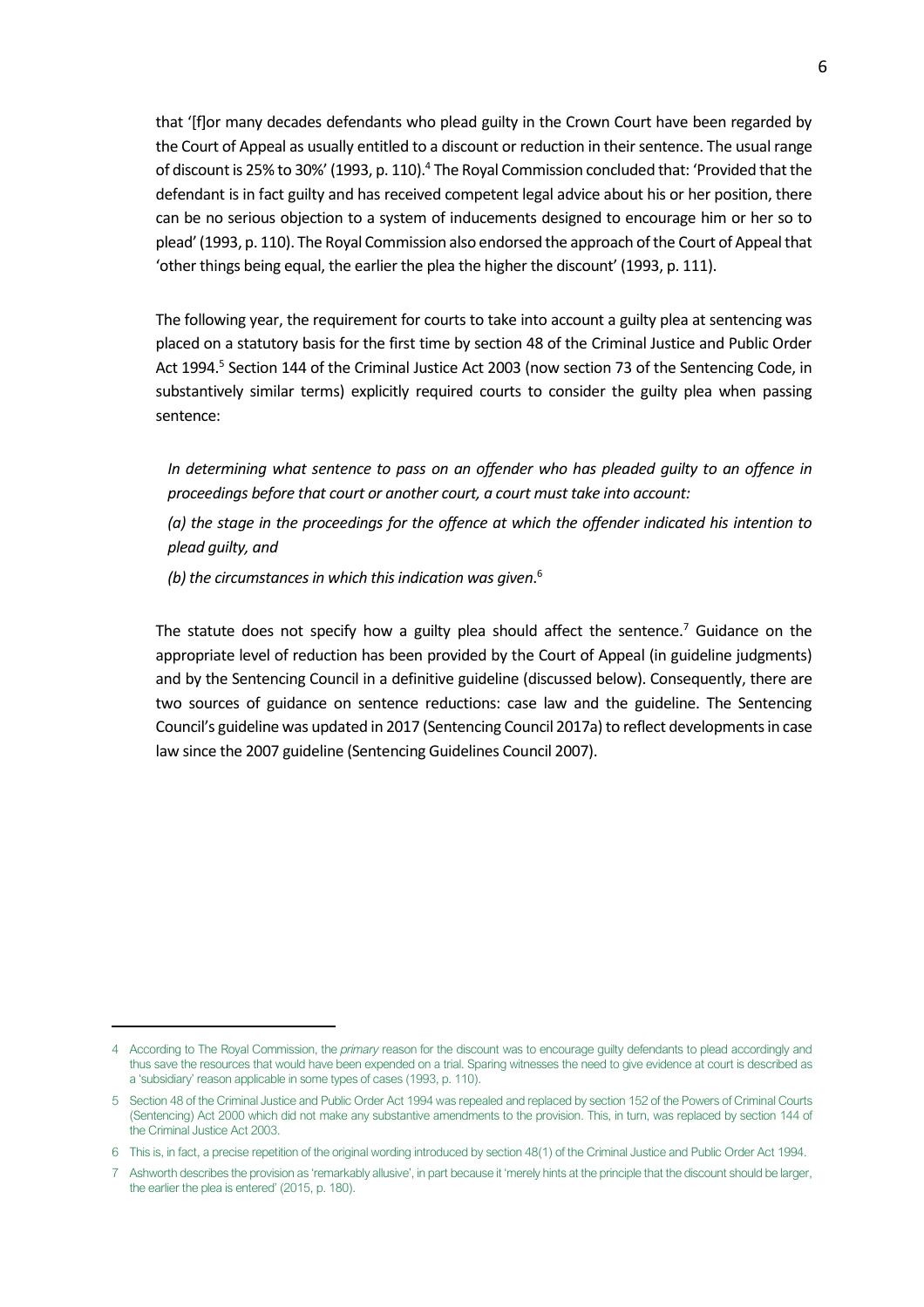that '[f]or many decades defendants who plead guilty in the Crown Court have been regarded by the Court of Appeal as usually entitled to a discount or reduction in their sentence. The usual range of discount is 25% to 30%' (1993, p. 110).[4] The Royal Commission concluded that: 'Provided that the defendant is in fact guilty and has received competent legal advice about his or her position, there can be no serious objection to a system of inducements designed to encourage him or her so to plead' (1993, p. 110). The Royal Commission also endorsed the approach of the Court of Appeal that 'other things being equal, the earlier the plea the higher the discount' (1993, p. 111).

The following year, the requirement for courts to take into account a guilty plea at sentencing was placed on a statutory basis for the first time by section 48 of the Criminal Justice and Public Order Act 1994.[5] Section 144 of the Criminal Justice Act 2003 (now section 73 of the Sentencing Code, in substantively similar terms) explicitly required courts to consider the guilty plea when passing sentence:

> *In determining what sentence to pass on an offender who has pleaded guilty to an offence in proceedings before that court or another court, a court must take into account:*
>
> *(a) the stage in the proceedings for the offence at which the offender indicated his intention to plead guilty, and*
>
> *(b) the circumstances in which this indication was given*.[6]

The statute does not specify how a guilty plea should affect the sentence.[7] Guidance on the appropriate level of reduction has been provided by the Court of Appeal (in guideline judgments) and by the Sentencing Council in a definitive guideline (discussed below). Consequently, there are two sources of guidance on sentence reductions: case law and the guideline. The Sentencing Council's guideline was updated in 2017 (Sentencing Council 2017a) to reflect developments in case law since the 2007 guideline (Sentencing Guidelines Council 2007).

---

4 According to The Royal Commission, the *primary* reason for the discount was to encourage guilty defendants to plead accordingly and thus save the resources that would have been expended on a trial. Sparing witnesses the need to give evidence at court is described as a 'subsidiary' reason applicable in some types of cases (1993, p. 110).

5 Section 48 of the Criminal Justice and Public Order Act 1994 was repealed and replaced by section 152 of the Powers of Criminal Courts (Sentencing) Act 2000 which did not make any substantive amendments to the provision. This, in turn, was replaced by section 144 of the Criminal Justice Act 2003.

6 This is, in fact, a precise repetition of the original wording introduced by section 48(1) of the Criminal Justice and Public Order Act 1994.

7 Ashworth describes the provision as 'remarkably allusive', in part because it 'merely hints at the principle that the discount should be larger, the earlier the plea is entered' (2015, p. 180).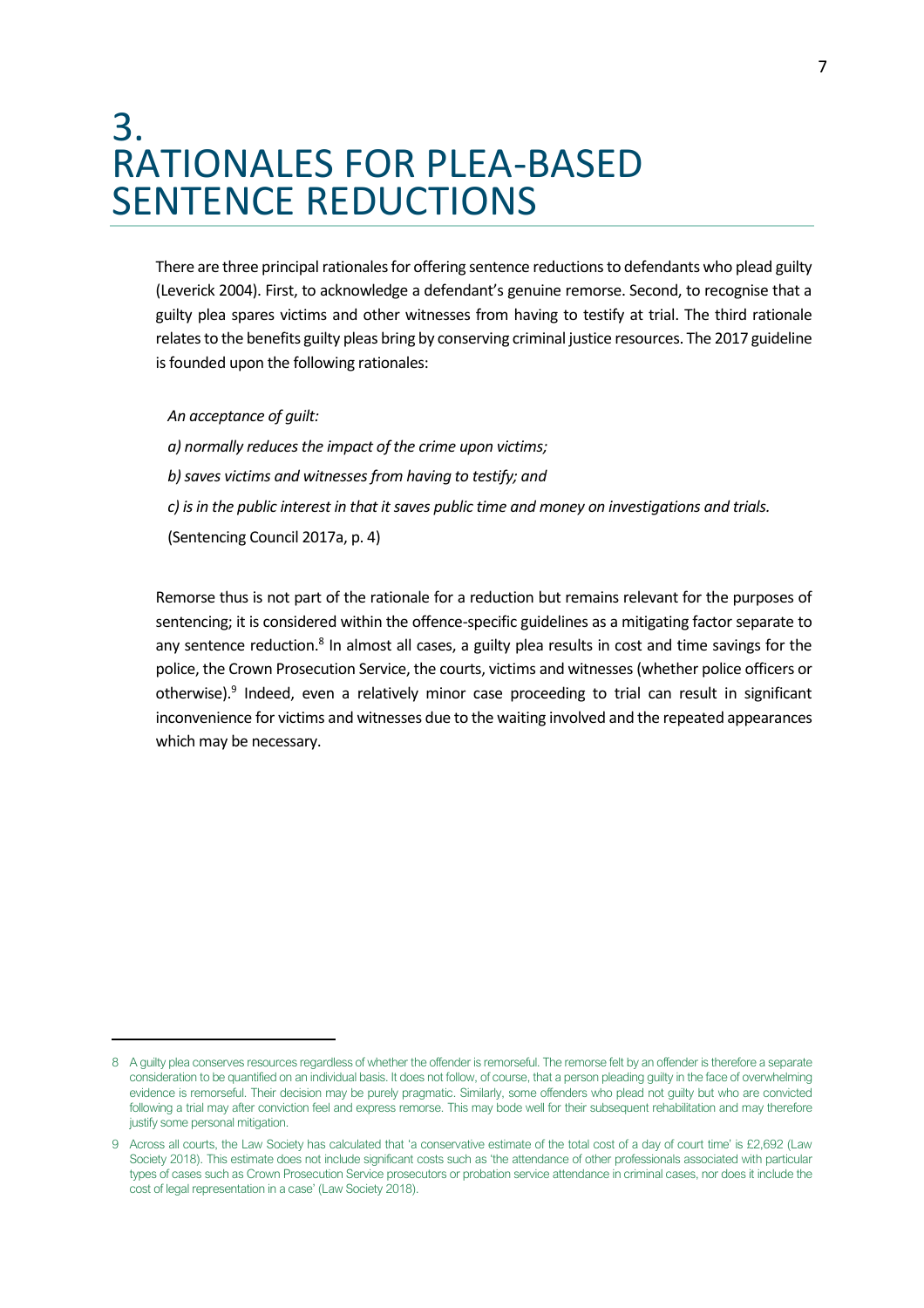# 3. RATIONALES FOR PLEA-BASED SENTENCE REDUCTIONS

There are three principal rationales for offering sentence reductions to defendants who plead guilty (Leverick 2004). First, to acknowledge a defendant's genuine remorse. Second, to recognise that a guilty plea spares victims and other witnesses from having to testify at trial. The third rationale relates to the benefits guilty pleas bring by conserving criminal justice resources. The 2017 guideline is founded upon the following rationales:

> *An acceptance of guilt:*
>
> *a) normally reduces the impact of the crime upon victims;*
>
> *b) saves victims and witnesses from having to testify; and*
>
> *c) is in the public interest in that it saves public time and money on investigations and trials.*
>
> (Sentencing Council 2017a, p. 4)

Remorse thus is not part of the rationale for a reduction but remains relevant for the purposes of sentencing; it is considered within the offence-specific guidelines as a mitigating factor separate to any sentence reduction.[8] In almost all cases, a guilty plea results in cost and time savings for the police, the Crown Prosecution Service, the courts, victims and witnesses (whether police officers or otherwise).[9] Indeed, even a relatively minor case proceeding to trial can result in significant inconvenience for victims and witnesses due to the waiting involved and the repeated appearances which may be necessary.

---

8 A guilty plea conserves resources regardless of whether the offender is remorseful. The remorse felt by an offender is therefore a separate consideration to be quantified on an individual basis. It does not follow, of course, that a person pleading guilty in the face of overwhelming evidence is remorseful. Their decision may be purely pragmatic. Similarly, some offenders who plead not guilty but who are convicted following a trial may after conviction feel and express remorse. This may bode well for their subsequent rehabilitation and may therefore justify some personal mitigation.

9 Across all courts, the Law Society has calculated that 'a conservative estimate of the total cost of a day of court time' is £2,692 (Law Society 2018). This estimate does not include significant costs such as 'the attendance of other professionals associated with particular types of cases such as Crown Prosecution Service prosecutors or probation service attendance in criminal cases, nor does it include the cost of legal representation in a case' (Law Society 2018).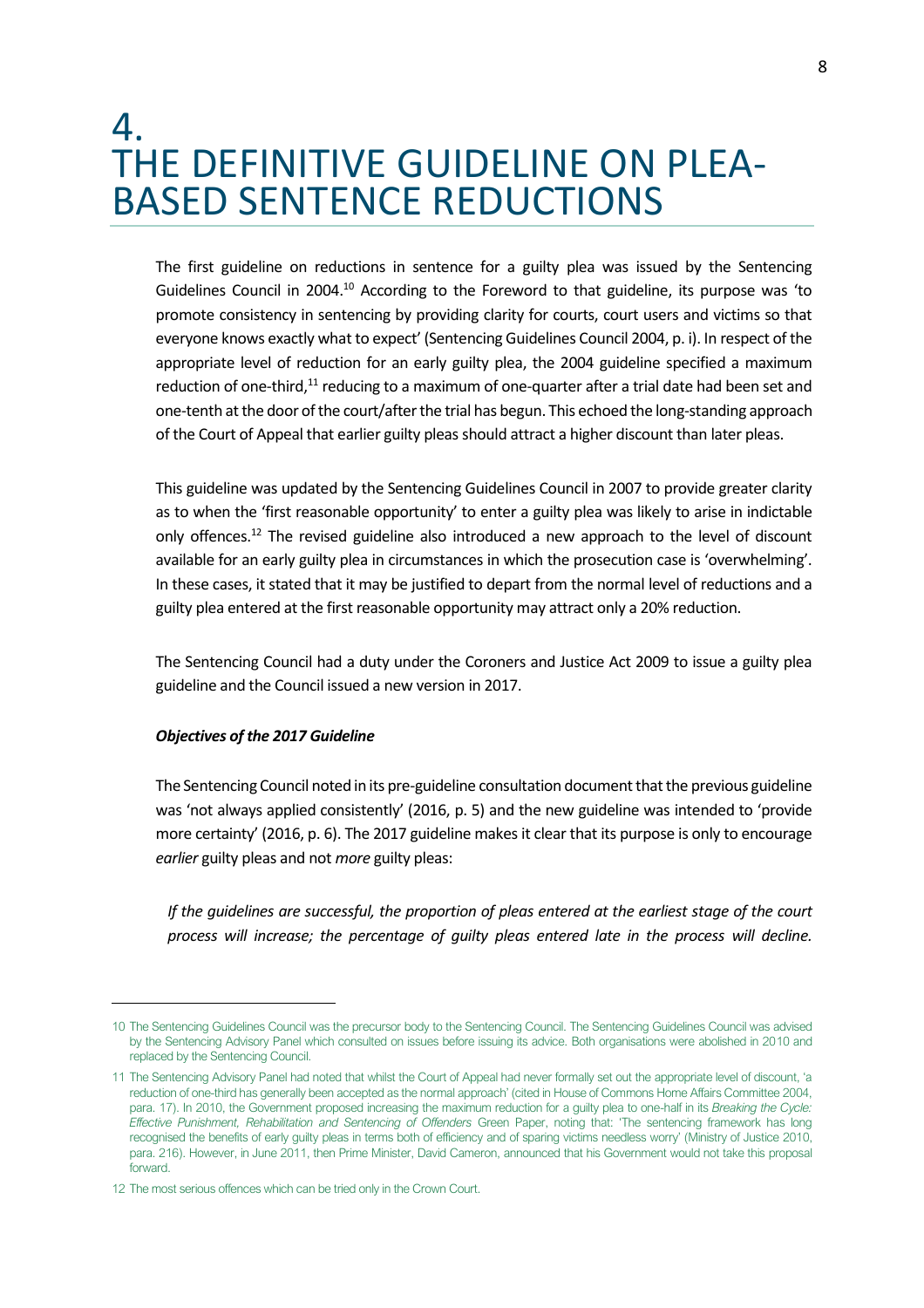# 4. THE DEFINITIVE GUIDELINE ON PLEA-BASED SENTENCE REDUCTIONS

The first guideline on reductions in sentence for a guilty plea was issued by the Sentencing Guidelines Council in 2004.[10] According to the Foreword to that guideline, its purpose was 'to promote consistency in sentencing by providing clarity for courts, court users and victims so that everyone knows exactly what to expect' (Sentencing Guidelines Council 2004, p. i). In respect of the appropriate level of reduction for an early guilty plea, the 2004 guideline specified a maximum reduction of one-third,[11] reducing to a maximum of one-quarter after a trial date had been set and one-tenth at the door of the court/after the trial has begun. This echoed the long-standing approach of the Court of Appeal that earlier guilty pleas should attract a higher discount than later pleas.

This guideline was updated by the Sentencing Guidelines Council in 2007 to provide greater clarity as to when the 'first reasonable opportunity' to enter a guilty plea was likely to arise in indictable only offences.[12] The revised guideline also introduced a new approach to the level of discount available for an early guilty plea in circumstances in which the prosecution case is 'overwhelming'. In these cases, it stated that it may be justified to depart from the normal level of reductions and a guilty plea entered at the first reasonable opportunity may attract only a 20% reduction.

The Sentencing Council had a duty under the Coroners and Justice Act 2009 to issue a guilty plea guideline and the Council issued a new version in 2017.

***Objectives of the 2017 Guideline***

The Sentencing Council noted in its pre-guideline consultation document that the previous guideline was 'not always applied consistently' (2016, p. 5) and the new guideline was intended to 'provide more certainty' (2016, p. 6). The 2017 guideline makes it clear that its purpose is only to encourage *earlier* guilty pleas and not *more* guilty pleas:

> *If the guidelines are successful, the proportion of pleas entered at the earliest stage of the court process will increase; the percentage of guilty pleas entered late in the process will decline.*

---

10 The Sentencing Guidelines Council was the precursor body to the Sentencing Council. The Sentencing Guidelines Council was advised by the Sentencing Advisory Panel which consulted on issues before issuing its advice. Both organisations were abolished in 2010 and replaced by the Sentencing Council.

11 The Sentencing Advisory Panel had noted that whilst the Court of Appeal had never formally set out the appropriate level of discount, 'a reduction of one-third has generally been accepted as the normal approach' (cited in House of Commons Home Affairs Committee 2004, para. 17). In 2010, the Government proposed increasing the maximum reduction for a guilty plea to one-half in its *Breaking the Cycle: Effective Punishment, Rehabilitation and Sentencing of Offenders* Green Paper, noting that: 'The sentencing framework has long recognised the benefits of early guilty pleas in terms both of efficiency and of sparing victims needless worry' (Ministry of Justice 2010, para. 216). However, in June 2011, then Prime Minister, David Cameron, announced that his Government would not take this proposal forward.

12 The most serious offences which can be tried only in the Crown Court.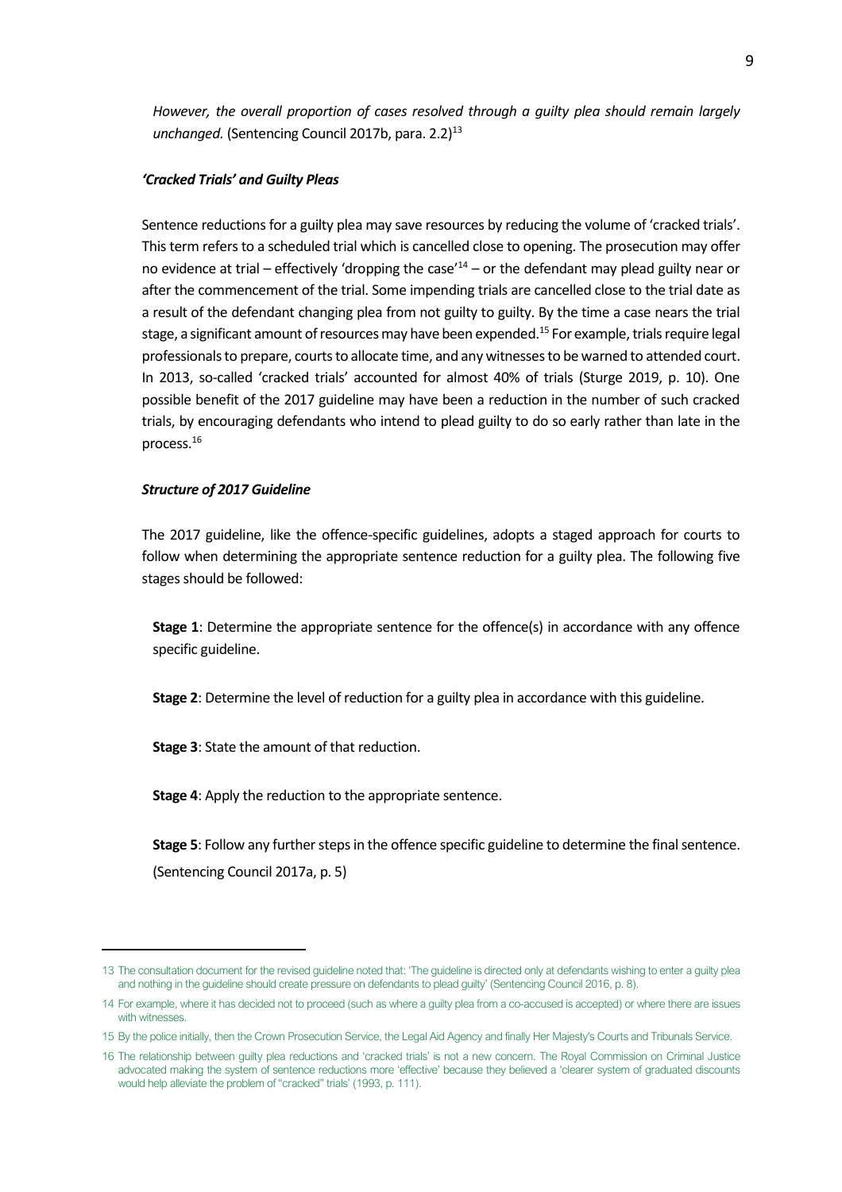*However, the overall proportion of cases resolved through a guilty plea should remain largely unchanged.* (Sentencing Council 2017b, para. 2.2)[13]

### *'Cracked Trials' and Guilty Pleas*

Sentence reductions for a guilty plea may save resources by reducing the volume of 'cracked trials'. This term refers to a scheduled trial which is cancelled close to opening. The prosecution may offer no evidence at trial – effectively 'dropping the case'[14] – or the defendant may plead guilty near or after the commencement of the trial. Some impending trials are cancelled close to the trial date as a result of the defendant changing plea from not guilty to guilty. By the time a case nears the trial stage, a significant amount of resources may have been expended.[15] For example, trials require legal professionals to prepare, courts to allocate time, and any witnesses to be warned to attended court. In 2013, so-called 'cracked trials' accounted for almost 40% of trials (Sturge 2019, p. 10). One possible benefit of the 2017 guideline may have been a reduction in the number of such cracked trials, by encouraging defendants who intend to plead guilty to do so early rather than late in the process.[16]

### *Structure of 2017 Guideline*

The 2017 guideline, like the offence-specific guidelines, adopts a staged approach for courts to follow when determining the appropriate sentence reduction for a guilty plea. The following five stages should be followed:

> **Stage 1**: Determine the appropriate sentence for the offence(s) in accordance with any offence specific guideline.
>
> **Stage 2**: Determine the level of reduction for a guilty plea in accordance with this guideline.
>
> **Stage 3**: State the amount of that reduction.
>
> **Stage 4**: Apply the reduction to the appropriate sentence.
>
> **Stage 5**: Follow any further steps in the offence specific guideline to determine the final sentence. (Sentencing Council 2017a, p. 5)

---

13 The consultation document for the revised guideline noted that: 'The guideline is directed only at defendants wishing to enter a guilty plea and nothing in the guideline should create pressure on defendants to plead guilty' (Sentencing Council 2016, p. 8).

14 For example, where it has decided not to proceed (such as where a guilty plea from a co-accused is accepted) or where there are issues with witnesses.

15 By the police initially, then the Crown Prosecution Service, the Legal Aid Agency and finally Her Majesty's Courts and Tribunals Service.

16 The relationship between guilty plea reductions and 'cracked trials' is not a new concern. The Royal Commission on Criminal Justice advocated making the system of sentence reductions more 'effective' because they believed a 'clearer system of graduated discounts would help alleviate the problem of "cracked" trials' (1993, p. 111).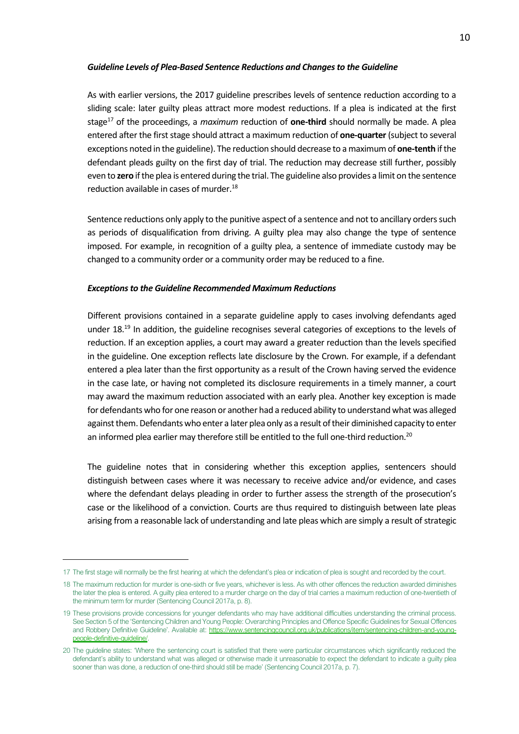### *Guideline Levels of Plea-Based Sentence Reductions and Changes to the Guideline*

As with earlier versions, the 2017 guideline prescribes levels of sentence reduction according to a sliding scale: later guilty pleas attract more modest reductions. If a plea is indicated at the first stage[17] of the proceedings, a *maximum* reduction of **one-third** should normally be made. A plea entered after the first stage should attract a maximum reduction of **one-quarter** (subject to several exceptions noted in the guideline). The reduction should decrease to a maximum of **one-tenth** if the defendant pleads guilty on the first day of trial. The reduction may decrease still further, possibly even to **zero** if the plea is entered during the trial. The guideline also provides a limit on the sentence reduction available in cases of murder.[18]

Sentence reductions only apply to the punitive aspect of a sentence and not to ancillary orders such as periods of disqualification from driving. A guilty plea may also change the type of sentence imposed. For example, in recognition of a guilty plea, a sentence of immediate custody may be changed to a community order or a community order may be reduced to a fine.

### *Exceptions to the Guideline Recommended Maximum Reductions*

Different provisions contained in a separate guideline apply to cases involving defendants aged under 18.[19] In addition, the guideline recognises several categories of exceptions to the levels of reduction. If an exception applies, a court may award a greater reduction than the levels specified in the guideline. One exception reflects late disclosure by the Crown. For example, if a defendant entered a plea later than the first opportunity as a result of the Crown having served the evidence in the case late, or having not completed its disclosure requirements in a timely manner, a court may award the maximum reduction associated with an early plea. Another key exception is made for defendants who for one reason or another had a reduced ability to understand what was alleged against them. Defendants who enter a later plea only as a result of their diminished capacity to enter an informed plea earlier may therefore still be entitled to the full one-third reduction.[20]

The guideline notes that in considering whether this exception applies, sentencers should distinguish between cases where it was necessary to receive advice and/or evidence, and cases where the defendant delays pleading in order to further assess the strength of the prosecution's case or the likelihood of a conviction. Courts are thus required to distinguish between late pleas arising from a reasonable lack of understanding and late pleas which are simply a result of strategic

---

17 The first stage will normally be the first hearing at which the defendant's plea or indication of plea is sought and recorded by the court.

18 The maximum reduction for murder is one-sixth or five years, whichever is less. As with other offences the reduction awarded diminishes the later the plea is entered. A guilty plea entered to a murder charge on the day of trial carries a maximum reduction of one-twentieth of the minimum term for murder (Sentencing Council 2017a, p. 8).

19 These provisions provide concessions for younger defendants who may have additional difficulties understanding the criminal process. See Section 5 of the 'Sentencing Children and Young People: Overarching Principles and Offence Specific Guidelines for Sexual Offences and Robbery Definitive Guideline'. Available at: https://www.sentencingcouncil.org.uk/publications/item/sentencing-children-and-young-people-definitive-guideline/.

20 The guideline states: 'Where the sentencing court is satisfied that there were particular circumstances which significantly reduced the defendant's ability to understand what was alleged or otherwise made it unreasonable to expect the defendant to indicate a guilty plea sooner than was done, a reduction of one-third should still be made' (Sentencing Council 2017a, p. 7).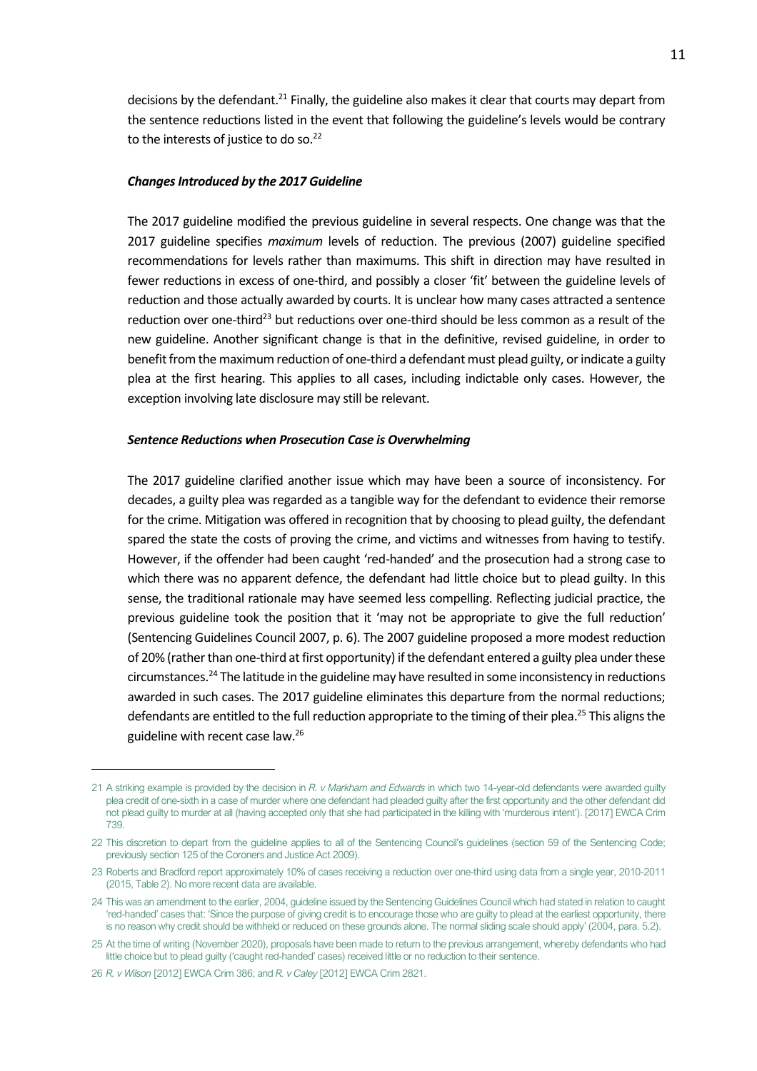decisions by the defendant.[21] Finally, the guideline also makes it clear that courts may depart from the sentence reductions listed in the event that following the guideline's levels would be contrary to the interests of justice to do so.[22]

### *Changes Introduced by the 2017 Guideline*

The 2017 guideline modified the previous guideline in several respects. One change was that the 2017 guideline specifies *maximum* levels of reduction. The previous (2007) guideline specified recommendations for levels rather than maximums. This shift in direction may have resulted in fewer reductions in excess of one-third, and possibly a closer 'fit' between the guideline levels of reduction and those actually awarded by courts. It is unclear how many cases attracted a sentence reduction over one-third[23] but reductions over one-third should be less common as a result of the new guideline. Another significant change is that in the definitive, revised guideline, in order to benefit from the maximum reduction of one-third a defendant must plead guilty, or indicate a guilty plea at the first hearing. This applies to all cases, including indictable only cases. However, the exception involving late disclosure may still be relevant.

### *Sentence Reductions when Prosecution Case is Overwhelming*

The 2017 guideline clarified another issue which may have been a source of inconsistency. For decades, a guilty plea was regarded as a tangible way for the defendant to evidence their remorse for the crime. Mitigation was offered in recognition that by choosing to plead guilty, the defendant spared the state the costs of proving the crime, and victims and witnesses from having to testify. However, if the offender had been caught 'red-handed' and the prosecution had a strong case to which there was no apparent defence, the defendant had little choice but to plead guilty. In this sense, the traditional rationale may have seemed less compelling. Reflecting judicial practice, the previous guideline took the position that it 'may not be appropriate to give the full reduction' (Sentencing Guidelines Council 2007, p. 6). The 2007 guideline proposed a more modest reduction of 20% (rather than one-third at first opportunity) if the defendant entered a guilty plea under these circumstances.[24] The latitude in the guideline may have resulted in some inconsistency in reductions awarded in such cases. The 2017 guideline eliminates this departure from the normal reductions; defendants are entitled to the full reduction appropriate to the timing of their plea.[25] This aligns the guideline with recent case law.[26]

---

21 A striking example is provided by the decision in *R. v Markham and Edwards* in which two 14-year-old defendants were awarded guilty plea credit of one-sixth in a case of murder where one defendant had pleaded guilty after the first opportunity and the other defendant did not plead guilty to murder at all (having accepted only that she had participated in the killing with 'murderous intent'). [2017] EWCA Crim 739.

22 This discretion to depart from the guideline applies to all of the Sentencing Council's guidelines (section 59 of the Sentencing Code; previously section 125 of the Coroners and Justice Act 2009).

23 Roberts and Bradford report approximately 10% of cases receiving a reduction over one-third using data from a single year, 2010-2011 (2015, Table 2). No more recent data are available.

24 This was an amendment to the earlier, 2004, guideline issued by the Sentencing Guidelines Council which had stated in relation to caught 'red-handed' cases that: 'Since the purpose of giving credit is to encourage those who are guilty to plead at the earliest opportunity, there is no reason why credit should be withheld or reduced on these grounds alone. The normal sliding scale should apply' (2004, para. 5.2).

25 At the time of writing (November 2020), proposals have been made to return to the previous arrangement, whereby defendants who had little choice but to plead guilty ('caught red-handed' cases) received little or no reduction to their sentence.

26 *R. v Wilson* [2012] EWCA Crim 386; and *R. v Caley* [2012] EWCA Crim 2821.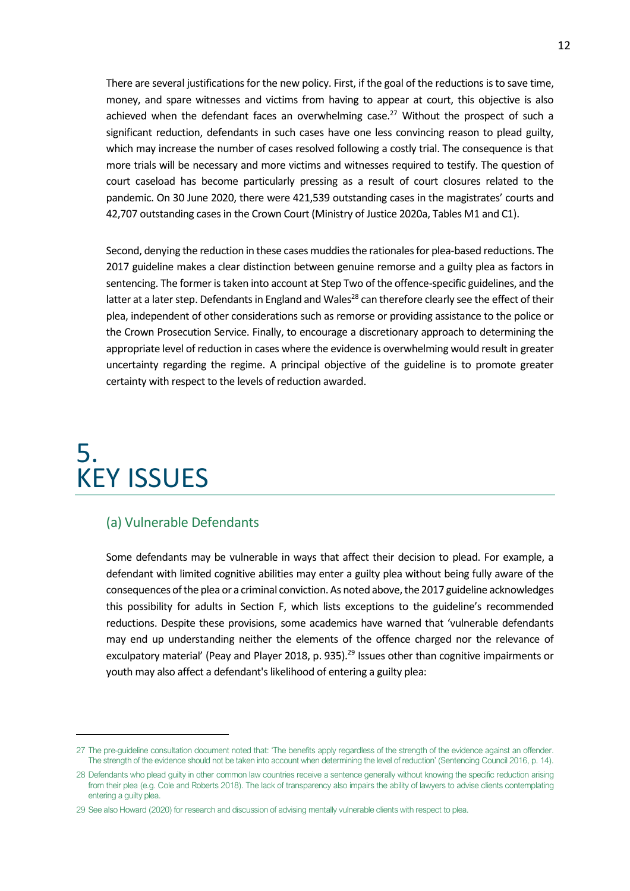There are several justifications for the new policy. First, if the goal of the reductions is to save time, money, and spare witnesses and victims from having to appear at court, this objective is also achieved when the defendant faces an overwhelming case.[27] Without the prospect of such a significant reduction, defendants in such cases have one less convincing reason to plead guilty, which may increase the number of cases resolved following a costly trial. The consequence is that more trials will be necessary and more victims and witnesses required to testify. The question of court caseload has become particularly pressing as a result of court closures related to the pandemic. On 30 June 2020, there were 421,539 outstanding cases in the magistrates' courts and 42,707 outstanding cases in the Crown Court (Ministry of Justice 2020a, Tables M1 and C1).

Second, denying the reduction in these cases muddies the rationales for plea-based reductions. The 2017 guideline makes a clear distinction between genuine remorse and a guilty plea as factors in sentencing. The former is taken into account at Step Two of the offence-specific guidelines, and the latter at a later step. Defendants in England and Wales[28] can therefore clearly see the effect of their plea, independent of other considerations such as remorse or providing assistance to the police or the Crown Prosecution Service. Finally, to encourage a discretionary approach to determining the appropriate level of reduction in cases where the evidence is overwhelming would result in greater uncertainty regarding the regime. A principal objective of the guideline is to promote greater certainty with respect to the levels of reduction awarded.

# 5. KEY ISSUES

## (a) Vulnerable Defendants

Some defendants may be vulnerable in ways that affect their decision to plead. For example, a defendant with limited cognitive abilities may enter a guilty plea without being fully aware of the consequences of the plea or a criminal conviction. As noted above, the 2017 guideline acknowledges this possibility for adults in Section F, which lists exceptions to the guideline's recommended reductions. Despite these provisions, some academics have warned that 'vulnerable defendants may end up understanding neither the elements of the offence charged nor the relevance of exculpatory material' (Peay and Player 2018, p. 935).[29] Issues other than cognitive impairments or youth may also affect a defendant's likelihood of entering a guilty plea:

---

27 The pre-guideline consultation document noted that: 'The benefits apply regardless of the strength of the evidence against an offender. The strength of the evidence should not be taken into account when determining the level of reduction' (Sentencing Council 2016, p. 14).

28 Defendants who plead guilty in other common law countries receive a sentence generally without knowing the specific reduction arising from their plea (e.g. Cole and Roberts 2018). The lack of transparency also impairs the ability of lawyers to advise clients contemplating entering a guilty plea.

29 See also Howard (2020) for research and discussion of advising mentally vulnerable clients with respect to plea.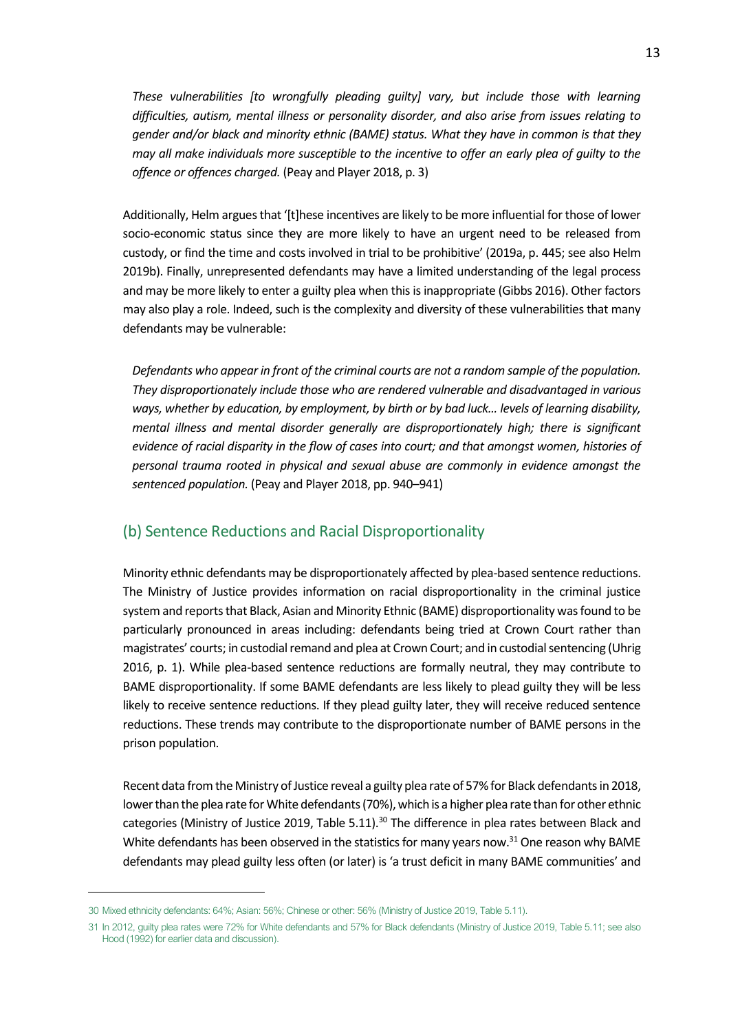> *These vulnerabilities [to wrongfully pleading guilty] vary, but include those with learning difficulties, autism, mental illness or personality disorder, and also arise from issues relating to gender and/or black and minority ethnic (BAME) status. What they have in common is that they may all make individuals more susceptible to the incentive to offer an early plea of guilty to the offence or offences charged.* (Peay and Player 2018, p. 3)

Additionally, Helm argues that '[t]hese incentives are likely to be more influential for those of lower socio-economic status since they are more likely to have an urgent need to be released from custody, or find the time and costs involved in trial to be prohibitive' (2019a, p. 445; see also Helm 2019b). Finally, unrepresented defendants may have a limited understanding of the legal process and may be more likely to enter a guilty plea when this is inappropriate (Gibbs 2016). Other factors may also play a role. Indeed, such is the complexity and diversity of these vulnerabilities that many defendants may be vulnerable:

> *Defendants who appear in front of the criminal courts are not a random sample of the population. They disproportionately include those who are rendered vulnerable and disadvantaged in various ways, whether by education, by employment, by birth or by bad luck… levels of learning disability, mental illness and mental disorder generally are disproportionately high; there is significant evidence of racial disparity in the flow of cases into court; and that amongst women, histories of personal trauma rooted in physical and sexual abuse are commonly in evidence amongst the sentenced population.* (Peay and Player 2018, pp. 940–941)

## (b) Sentence Reductions and Racial Disproportionality

Minority ethnic defendants may be disproportionately affected by plea-based sentence reductions. The Ministry of Justice provides information on racial disproportionality in the criminal justice system and reports that Black, Asian and Minority Ethnic (BAME) disproportionality was found to be particularly pronounced in areas including: defendants being tried at Crown Court rather than magistrates' courts; in custodial remand and plea at Crown Court; and in custodial sentencing (Uhrig 2016, p. 1). While plea-based sentence reductions are formally neutral, they may contribute to BAME disproportionality. If some BAME defendants are less likely to plead guilty they will be less likely to receive sentence reductions. If they plead guilty later, they will receive reduced sentence reductions. These trends may contribute to the disproportionate number of BAME persons in the prison population.

Recent data from the Ministry of Justice reveal a guilty plea rate of 57% for Black defendants in 2018, lower than the plea rate for White defendants (70%), which is a higher plea rate than for other ethnic categories (Ministry of Justice 2019, Table 5.11).[30] The difference in plea rates between Black and White defendants has been observed in the statistics for many years now.[31] One reason why BAME defendants may plead guilty less often (or later) is 'a trust deficit in many BAME communities' and

---

[30] Mixed ethnicity defendants: 64%; Asian: 56%; Chinese or other: 56% (Ministry of Justice 2019, Table 5.11).

[31] In 2012, guilty plea rates were 72% for White defendants and 57% for Black defendants (Ministry of Justice 2019, Table 5.11; see also Hood (1992) for earlier data and discussion).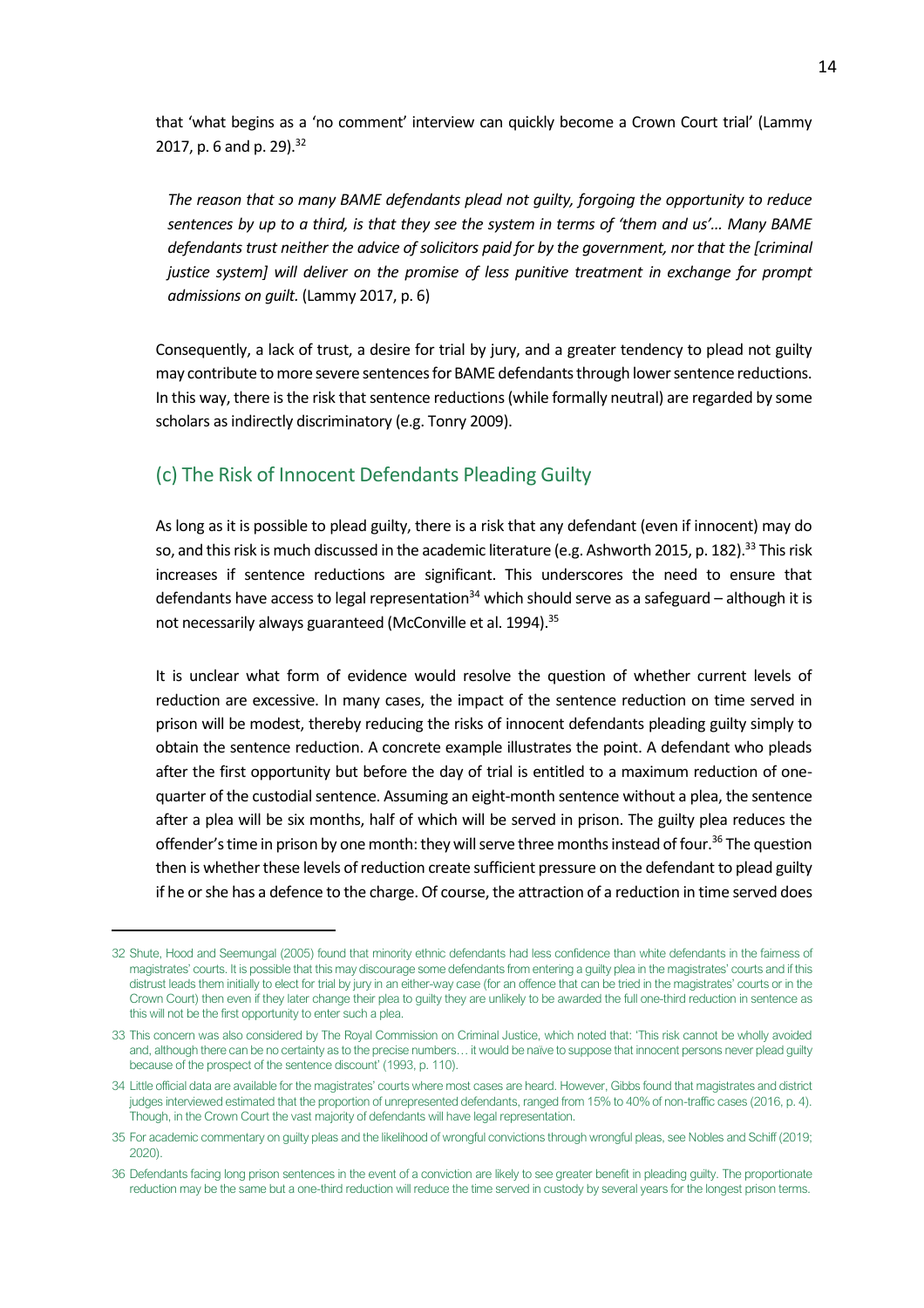that 'what begins as a 'no comment' interview can quickly become a Crown Court trial' (Lammy 2017, p. 6 and p. 29).[32]

> *The reason that so many BAME defendants plead not guilty, forgoing the opportunity to reduce sentences by up to a third, is that they see the system in terms of 'them and us'... Many BAME defendants trust neither the advice of solicitors paid for by the government, nor that the [criminal justice system] will deliver on the promise of less punitive treatment in exchange for prompt admissions on guilt.* (Lammy 2017, p. 6)

Consequently, a lack of trust, a desire for trial by jury, and a greater tendency to plead not guilty may contribute to more severe sentences for BAME defendants through lower sentence reductions. In this way, there is the risk that sentence reductions (while formally neutral) are regarded by some scholars as indirectly discriminatory (e.g. Tonry 2009).

### (c) The Risk of Innocent Defendants Pleading Guilty

As long as it is possible to plead guilty, there is a risk that any defendant (even if innocent) may do so, and this risk is much discussed in the academic literature (e.g. Ashworth 2015, p. 182).[33] This risk increases if sentence reductions are significant. This underscores the need to ensure that defendants have access to legal representation[34] which should serve as a safeguard – although it is not necessarily always guaranteed (McConville et al. 1994).[35]

It is unclear what form of evidence would resolve the question of whether current levels of reduction are excessive. In many cases, the impact of the sentence reduction on time served in prison will be modest, thereby reducing the risks of innocent defendants pleading guilty simply to obtain the sentence reduction. A concrete example illustrates the point. A defendant who pleads after the first opportunity but before the day of trial is entitled to a maximum reduction of one-quarter of the custodial sentence. Assuming an eight-month sentence without a plea, the sentence after a plea will be six months, half of which will be served in prison. The guilty plea reduces the offender's time in prison by one month: they will serve three months instead of four.[36] The question then is whether these levels of reduction create sufficient pressure on the defendant to plead guilty if he or she has a defence to the charge. Of course, the attraction of a reduction in time served does

---

32 Shute, Hood and Seemungal (2005) found that minority ethnic defendants had less confidence than white defendants in the fairness of magistrates' courts. It is possible that this may discourage some defendants from entering a guilty plea in the magistrates' courts and if this distrust leads them initially to elect for trial by jury in an either-way case (for an offence that can be tried in the magistrates' courts or in the Crown Court) then even if they later change their plea to guilty they are unlikely to be awarded the full one-third reduction in sentence as this will not be the first opportunity to enter such a plea.

33 This concern was also considered by The Royal Commission on Criminal Justice, which noted that: 'This risk cannot be wholly avoided and, although there can be no certainty as to the precise numbers… it would be naïve to suppose that innocent persons never plead guilty because of the prospect of the sentence discount' (1993, p. 110).

34 Little official data are available for the magistrates' courts where most cases are heard. However, Gibbs found that magistrates and district judges interviewed estimated that the proportion of unrepresented defendants, ranged from 15% to 40% of non-traffic cases (2016, p. 4). Though, in the Crown Court the vast majority of defendants will have legal representation.

35 For academic commentary on guilty pleas and the likelihood of wrongful convictions through wrongful pleas, see Nobles and Schiff (2019; 2020).

36 Defendants facing long prison sentences in the event of a conviction are likely to see greater benefit in pleading guilty. The proportionate reduction may be the same but a one-third reduction will reduce the time served in custody by several years for the longest prison terms.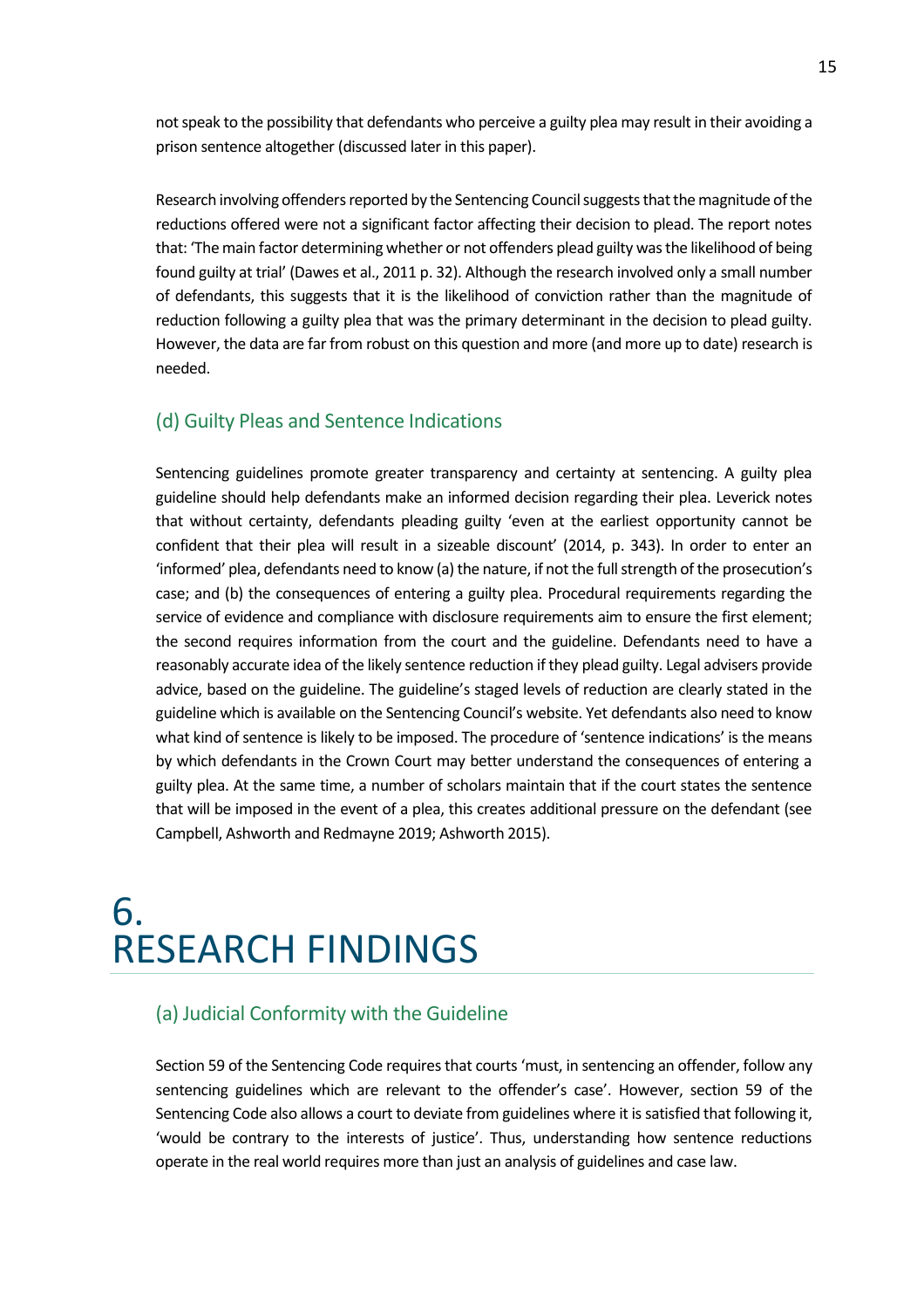not speak to the possibility that defendants who perceive a guilty plea may result in their avoiding a prison sentence altogether (discussed later in this paper).

Research involving offenders reported by the Sentencing Council suggests that the magnitude of the reductions offered were not a significant factor affecting their decision to plead. The report notes that: 'The main factor determining whether or not offenders plead guilty was the likelihood of being found guilty at trial' (Dawes et al., 2011 p. 32). Although the research involved only a small number of defendants, this suggests that it is the likelihood of conviction rather than the magnitude of reduction following a guilty plea that was the primary determinant in the decision to plead guilty. However, the data are far from robust on this question and more (and more up to date) research is needed.

### (d) Guilty Pleas and Sentence Indications

Sentencing guidelines promote greater transparency and certainty at sentencing. A guilty plea guideline should help defendants make an informed decision regarding their plea. Leverick notes that without certainty, defendants pleading guilty 'even at the earliest opportunity cannot be confident that their plea will result in a sizeable discount' (2014, p. 343). In order to enter an 'informed' plea, defendants need to know (a) the nature, if not the full strength of the prosecution's case; and (b) the consequences of entering a guilty plea. Procedural requirements regarding the service of evidence and compliance with disclosure requirements aim to ensure the first element; the second requires information from the court and the guideline. Defendants need to have a reasonably accurate idea of the likely sentence reduction if they plead guilty. Legal advisers provide advice, based on the guideline. The guideline's staged levels of reduction are clearly stated in the guideline which is available on the Sentencing Council's website. Yet defendants also need to know what kind of sentence is likely to be imposed. The procedure of 'sentence indications' is the means by which defendants in the Crown Court may better understand the consequences of entering a guilty plea. At the same time, a number of scholars maintain that if the court states the sentence that will be imposed in the event of a plea, this creates additional pressure on the defendant (see Campbell, Ashworth and Redmayne 2019; Ashworth 2015).

# 6. RESEARCH FINDINGS

### (a) Judicial Conformity with the Guideline

Section 59 of the Sentencing Code requires that courts 'must, in sentencing an offender, follow any sentencing guidelines which are relevant to the offender's case'. However, section 59 of the Sentencing Code also allows a court to deviate from guidelines where it is satisfied that following it, 'would be contrary to the interests of justice'. Thus, understanding how sentence reductions operate in the real world requires more than just an analysis of guidelines and case law.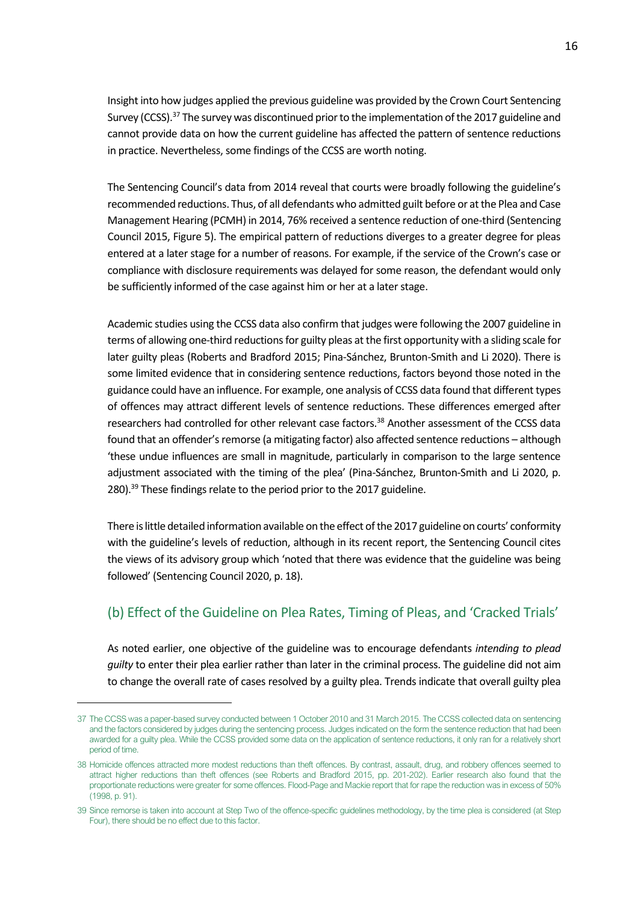Insight into how judges applied the previous guideline was provided by the Crown Court Sentencing Survey (CCSS).[37] The survey was discontinued prior to the implementation of the 2017 guideline and cannot provide data on how the current guideline has affected the pattern of sentence reductions in practice. Nevertheless, some findings of the CCSS are worth noting.

The Sentencing Council's data from 2014 reveal that courts were broadly following the guideline's recommended reductions. Thus, of all defendants who admitted guilt before or at the Plea and Case Management Hearing (PCMH) in 2014, 76% received a sentence reduction of one-third (Sentencing Council 2015, Figure 5). The empirical pattern of reductions diverges to a greater degree for pleas entered at a later stage for a number of reasons. For example, if the service of the Crown's case or compliance with disclosure requirements was delayed for some reason, the defendant would only be sufficiently informed of the case against him or her at a later stage.

Academic studies using the CCSS data also confirm that judges were following the 2007 guideline in terms of allowing one-third reductions for guilty pleas at the first opportunity with a sliding scale for later guilty pleas (Roberts and Bradford 2015; Pina-Sánchez, Brunton-Smith and Li 2020). There is some limited evidence that in considering sentence reductions, factors beyond those noted in the guidance could have an influence. For example, one analysis of CCSS data found that different types of offences may attract different levels of sentence reductions. These differences emerged after researchers had controlled for other relevant case factors.[38] Another assessment of the CCSS data found that an offender's remorse (a mitigating factor) also affected sentence reductions – although 'these undue influences are small in magnitude, particularly in comparison to the large sentence adjustment associated with the timing of the plea' (Pina-Sánchez, Brunton-Smith and Li 2020, p. 280).[39] These findings relate to the period prior to the 2017 guideline.

There is little detailed information available on the effect of the 2017 guideline on courts' conformity with the guideline's levels of reduction, although in its recent report, the Sentencing Council cites the views of its advisory group which 'noted that there was evidence that the guideline was being followed' (Sentencing Council 2020, p. 18).

## (b) Effect of the Guideline on Plea Rates, Timing of Pleas, and 'Cracked Trials'

As noted earlier, one objective of the guideline was to encourage defendants *intending to plead guilty* to enter their plea earlier rather than later in the criminal process. The guideline did not aim to change the overall rate of cases resolved by a guilty plea. Trends indicate that overall guilty plea

---

37 The CCSS was a paper-based survey conducted between 1 October 2010 and 31 March 2015. The CCSS collected data on sentencing and the factors considered by judges during the sentencing process. Judges indicated on the form the sentence reduction that had been awarded for a guilty plea. While the CCSS provided some data on the application of sentence reductions, it only ran for a relatively short period of time.

38 Homicide offences attracted more modest reductions than theft offences. By contrast, assault, drug, and robbery offences seemed to attract higher reductions than theft offences (see Roberts and Bradford 2015, pp. 201-202). Earlier research also found that the proportionate reductions were greater for some offences. Flood-Page and Mackie report that for rape the reduction was in excess of 50% (1998, p. 91).

39 Since remorse is taken into account at Step Two of the offence-specific guidelines methodology, by the time plea is considered (at Step Four), there should be no effect due to this factor.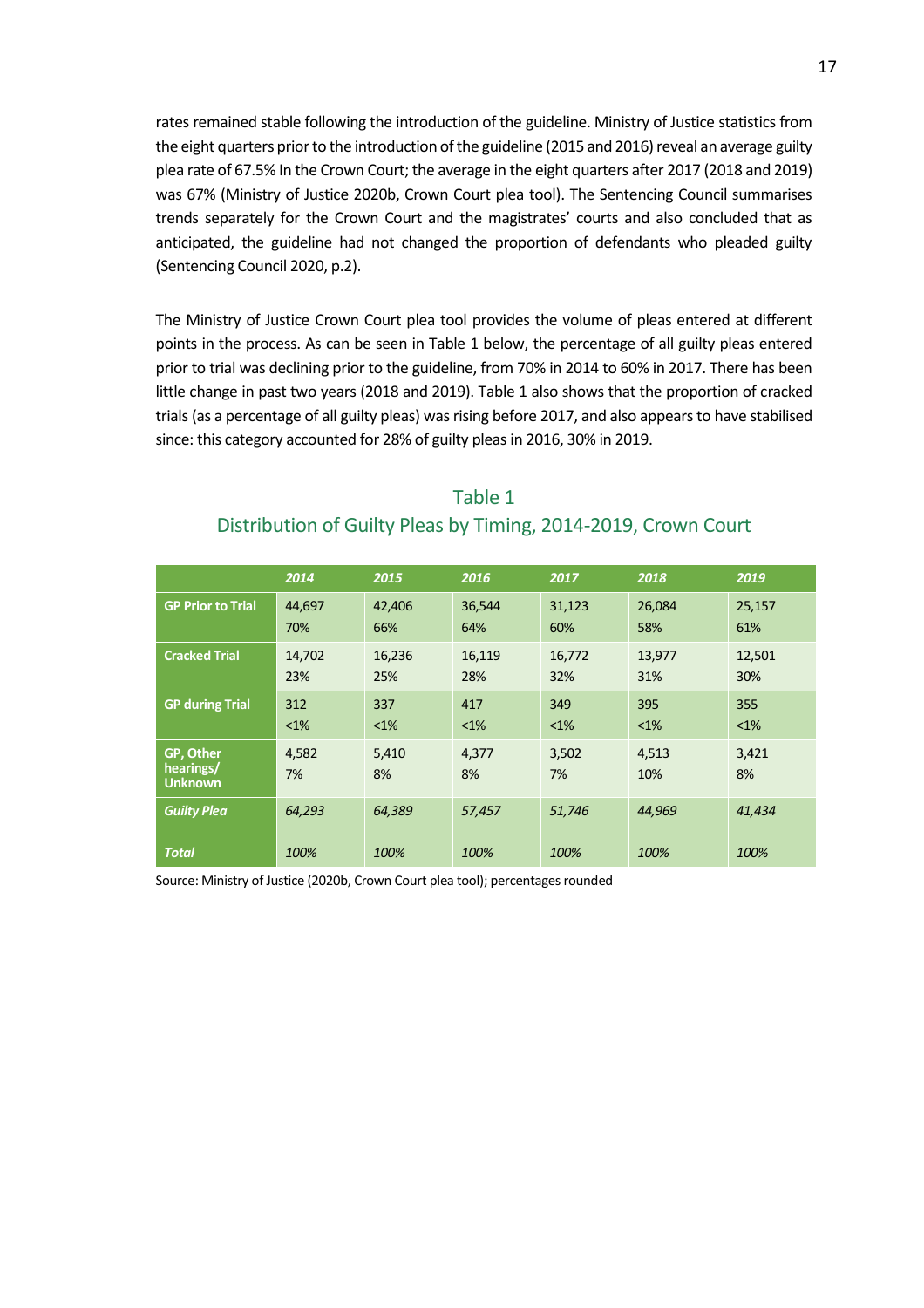rates remained stable following the introduction of the guideline. Ministry of Justice statistics from the eight quarters prior to the introduction of the guideline (2015 and 2016) reveal an average guilty plea rate of 67.5% In the Crown Court; the average in the eight quarters after 2017 (2018 and 2019) was 67% (Ministry of Justice 2020b, Crown Court plea tool). The Sentencing Council summarises trends separately for the Crown Court and the magistrates' courts and also concluded that as anticipated, the guideline had not changed the proportion of defendants who pleaded guilty (Sentencing Council 2020, p.2).

The Ministry of Justice Crown Court plea tool provides the volume of pleas entered at different points in the process. As can be seen in Table 1 below, the percentage of all guilty pleas entered prior to trial was declining prior to the guideline, from 70% in 2014 to 60% in 2017. There has been little change in past two years (2018 and 2019). Table 1 also shows that the proportion of cracked trials (as a percentage of all guilty pleas) was rising before 2017, and also appears to have stabilised since: this category accounted for 28% of guilty pleas in 2016, 30% in 2019.

Table 1
Distribution of Guilty Pleas by Timing, 2014-2019, Crown Court

| | *2014* | *2015* | *2016* | *2017* | *2018* | *2019* |
|---|---|---|---|---|---|---|
| **GP Prior to Trial** | 44,697<br>70% | 42,406<br>66% | 36,544<br>64% | 31,123<br>60% | 26,084<br>58% | 25,157<br>61% |
| **Cracked Trial** | 14,702<br>23% | 16,236<br>25% | 16,119<br>28% | 16,772<br>32% | 13,977<br>31% | 12,501<br>30% |
| **GP during Trial** | 312<br><1% | 337<br><1% | 417<br><1% | 349<br><1% | 395<br><1% | 355<br><1% |
| **GP, Other hearings/ Unknown** | 4,582<br>7% | 5,410<br>8% | 4,377<br>8% | 3,502<br>7% | 4,513<br>10% | 3,421<br>8% |
| ***Guilty Plea Total*** | *64,293*<br>*100%* | *64,389*<br>*100%* | *57,457*<br>*100%* | *51,746*<br>*100%* | *44,969*<br>*100%* | *41,434*<br>*100%* |

Source: Ministry of Justice (2020b, Crown Court plea tool); percentages rounded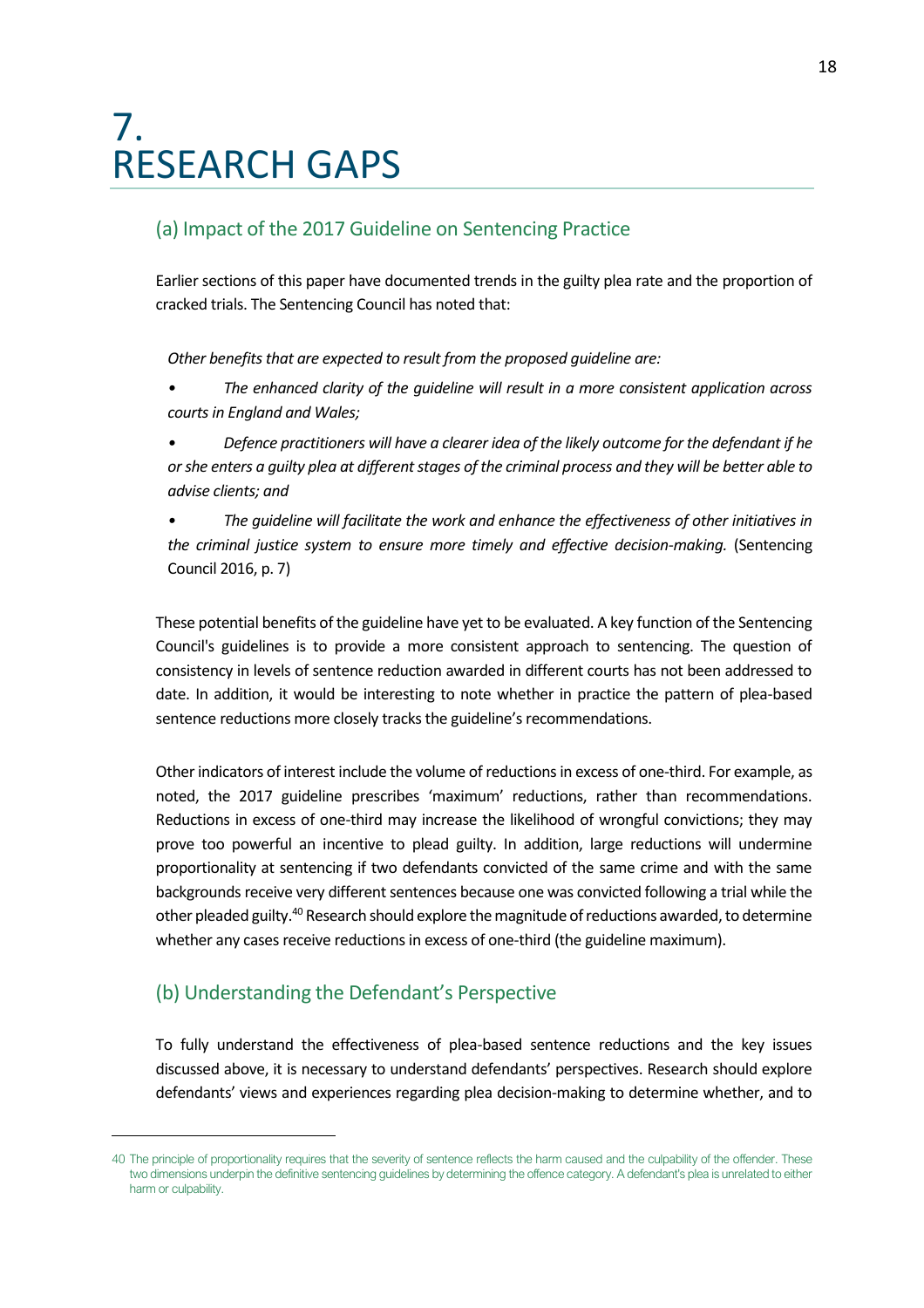# 7. RESEARCH GAPS

## (a) Impact of the 2017 Guideline on Sentencing Practice

Earlier sections of this paper have documented trends in the guilty plea rate and the proportion of cracked trials. The Sentencing Council has noted that:

> *Other benefits that are expected to result from the proposed guideline are:*
>
> • *The enhanced clarity of the guideline will result in a more consistent application across courts in England and Wales;*
>
> • *Defence practitioners will have a clearer idea of the likely outcome for the defendant if he or she enters a guilty plea at different stages of the criminal process and they will be better able to advise clients; and*
>
> • *The guideline will facilitate the work and enhance the effectiveness of other initiatives in the criminal justice system to ensure more timely and effective decision-making.* (Sentencing Council 2016, p. 7)

These potential benefits of the guideline have yet to be evaluated. A key function of the Sentencing Council's guidelines is to provide a more consistent approach to sentencing. The question of consistency in levels of sentence reduction awarded in different courts has not been addressed to date. In addition, it would be interesting to note whether in practice the pattern of plea-based sentence reductions more closely tracks the guideline's recommendations.

Other indicators of interest include the volume of reductions in excess of one-third. For example, as noted, the 2017 guideline prescribes 'maximum' reductions, rather than recommendations. Reductions in excess of one-third may increase the likelihood of wrongful convictions; they may prove too powerful an incentive to plead guilty. In addition, large reductions will undermine proportionality at sentencing if two defendants convicted of the same crime and with the same backgrounds receive very different sentences because one was convicted following a trial while the other pleaded guilty.[40] Research should explore the magnitude of reductions awarded, to determine whether any cases receive reductions in excess of one-third (the guideline maximum).

## (b) Understanding the Defendant's Perspective

To fully understand the effectiveness of plea-based sentence reductions and the key issues discussed above, it is necessary to understand defendants' perspectives. Research should explore defendants' views and experiences regarding plea decision-making to determine whether, and to

---

40 The principle of proportionality requires that the severity of sentence reflects the harm caused and the culpability of the offender. These two dimensions underpin the definitive sentencing guidelines by determining the offence category. A defendant's plea is unrelated to either harm or culpability.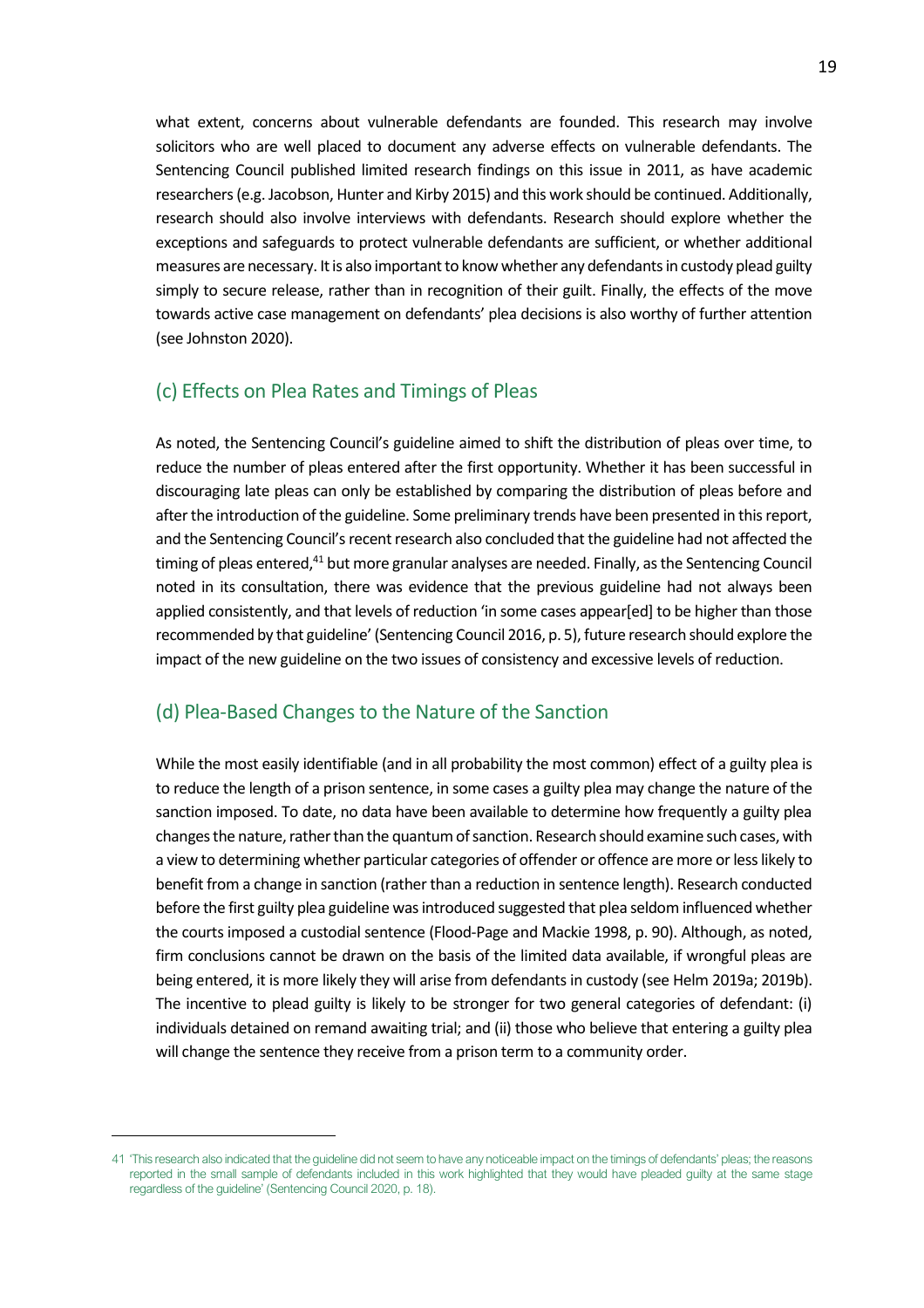what extent, concerns about vulnerable defendants are founded. This research may involve solicitors who are well placed to document any adverse effects on vulnerable defendants. The Sentencing Council published limited research findings on this issue in 2011, as have academic researchers (e.g. Jacobson, Hunter and Kirby 2015) and this work should be continued. Additionally, research should also involve interviews with defendants. Research should explore whether the exceptions and safeguards to protect vulnerable defendants are sufficient, or whether additional measures are necessary. It is also important to know whether any defendants in custody plead guilty simply to secure release, rather than in recognition of their guilt. Finally, the effects of the move towards active case management on defendants' plea decisions is also worthy of further attention (see Johnston 2020).

## (c) Effects on Plea Rates and Timings of Pleas

As noted, the Sentencing Council's guideline aimed to shift the distribution of pleas over time, to reduce the number of pleas entered after the first opportunity. Whether it has been successful in discouraging late pleas can only be established by comparing the distribution of pleas before and after the introduction of the guideline. Some preliminary trends have been presented in this report, and the Sentencing Council's recent research also concluded that the guideline had not affected the timing of pleas entered,[41] but more granular analyses are needed. Finally, as the Sentencing Council noted in its consultation, there was evidence that the previous guideline had not always been applied consistently, and that levels of reduction 'in some cases appear[ed] to be higher than those recommended by that guideline' (Sentencing Council 2016, p. 5), future research should explore the impact of the new guideline on the two issues of consistency and excessive levels of reduction.

## (d) Plea-Based Changes to the Nature of the Sanction

While the most easily identifiable (and in all probability the most common) effect of a guilty plea is to reduce the length of a prison sentence, in some cases a guilty plea may change the nature of the sanction imposed. To date, no data have been available to determine how frequently a guilty plea changes the nature, rather than the quantum of sanction. Research should examine such cases, with a view to determining whether particular categories of offender or offence are more or less likely to benefit from a change in sanction (rather than a reduction in sentence length). Research conducted before the first guilty plea guideline was introduced suggested that plea seldom influenced whether the courts imposed a custodial sentence (Flood-Page and Mackie 1998, p. 90). Although, as noted, firm conclusions cannot be drawn on the basis of the limited data available, if wrongful pleas are being entered, it is more likely they will arise from defendants in custody (see Helm 2019a; 2019b). The incentive to plead guilty is likely to be stronger for two general categories of defendant: (i) individuals detained on remand awaiting trial; and (ii) those who believe that entering a guilty plea will change the sentence they receive from a prison term to a community order.

---

41 'This research also indicated that the guideline did not seem to have any noticeable impact on the timings of defendants' pleas; the reasons reported in the small sample of defendants included in this work highlighted that they would have pleaded guilty at the same stage regardless of the guideline' (Sentencing Council 2020, p. 18).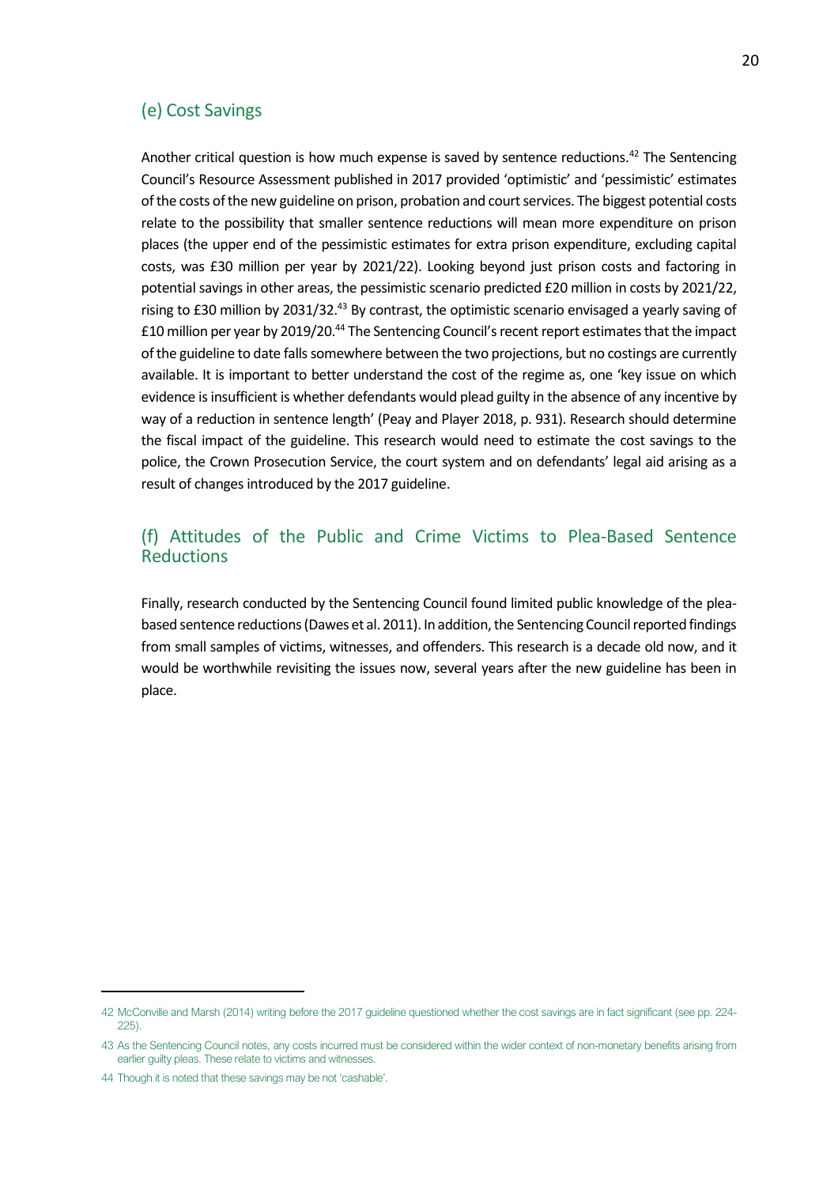## (e) Cost Savings

Another critical question is how much expense is saved by sentence reductions.[42] The Sentencing Council's Resource Assessment published in 2017 provided 'optimistic' and 'pessimistic' estimates of the costs of the new guideline on prison, probation and court services. The biggest potential costs relate to the possibility that smaller sentence reductions will mean more expenditure on prison places (the upper end of the pessimistic estimates for extra prison expenditure, excluding capital costs, was £30 million per year by 2021/22). Looking beyond just prison costs and factoring in potential savings in other areas, the pessimistic scenario predicted £20 million in costs by 2021/22, rising to £30 million by 2031/32.[43] By contrast, the optimistic scenario envisaged a yearly saving of £10 million per year by 2019/20.[44] The Sentencing Council's recent report estimates that the impact of the guideline to date falls somewhere between the two projections, but no costings are currently available. It is important to better understand the cost of the regime as, one 'key issue on which evidence is insufficient is whether defendants would plead guilty in the absence of any incentive by way of a reduction in sentence length' (Peay and Player 2018, p. 931). Research should determine the fiscal impact of the guideline. This research would need to estimate the cost savings to the police, the Crown Prosecution Service, the court system and on defendants' legal aid arising as a result of changes introduced by the 2017 guideline.

## (f) Attitudes of the Public and Crime Victims to Plea-Based Sentence Reductions

Finally, research conducted by the Sentencing Council found limited public knowledge of the plea-based sentence reductions (Dawes et al. 2011). In addition, the Sentencing Council reported findings from small samples of victims, witnesses, and offenders. This research is a decade old now, and it would be worthwhile revisiting the issues now, several years after the new guideline has been in place.

---

42 McConville and Marsh (2014) writing before the 2017 guideline questioned whether the cost savings are in fact significant (see pp. 224-225).

43 As the Sentencing Council notes, any costs incurred must be considered within the wider context of non-monetary benefits arising from earlier guilty pleas. These relate to victims and witnesses.

44 Though it is noted that these savings may be not 'cashable'.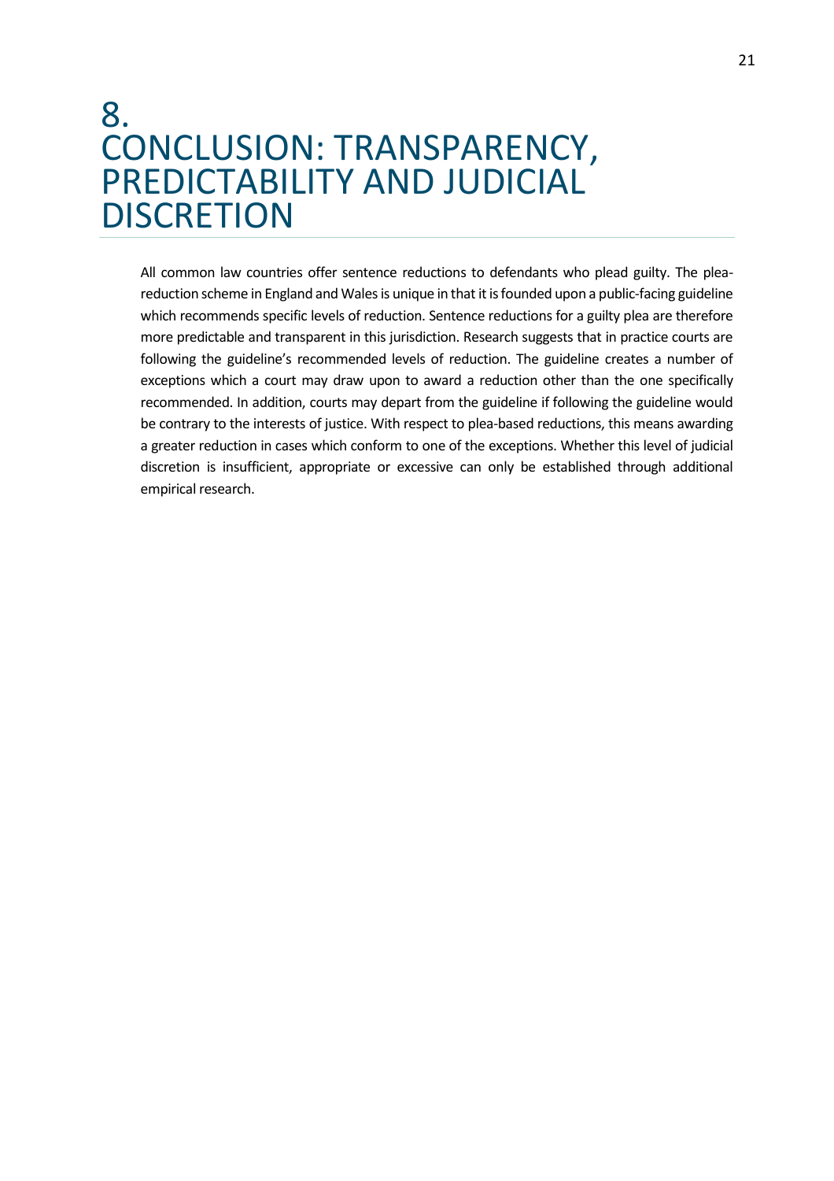# 8. CONCLUSION: TRANSPARENCY, PREDICTABILITY AND JUDICIAL DISCRETION

All common law countries offer sentence reductions to defendants who plead guilty. The plea-reduction scheme in England and Wales is unique in that it is founded upon a public-facing guideline which recommends specific levels of reduction. Sentence reductions for a guilty plea are therefore more predictable and transparent in this jurisdiction. Research suggests that in practice courts are following the guideline's recommended levels of reduction. The guideline creates a number of exceptions which a court may draw upon to award a reduction other than the one specifically recommended. In addition, courts may depart from the guideline if following the guideline would be contrary to the interests of justice. With respect to plea-based reductions, this means awarding a greater reduction in cases which conform to one of the exceptions. Whether this level of judicial discretion is insufficient, appropriate or excessive can only be established through additional empirical research.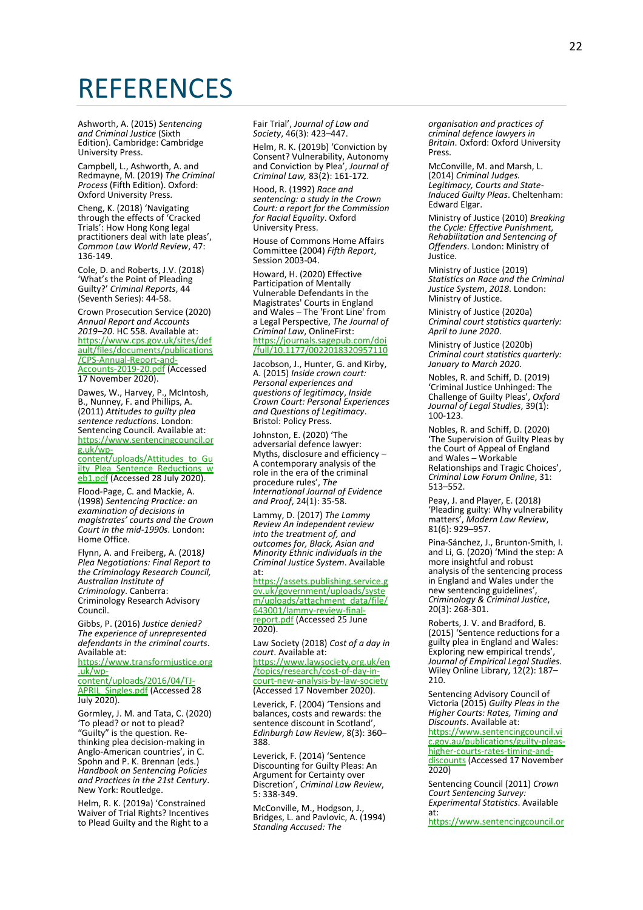# REFERENCES

Ashworth, A. (2015) *Sentencing and Criminal Justice* (Sixth Edition). Cambridge: Cambridge University Press.

Campbell, L., Ashworth, A. and Redmayne, M. (2019) *The Criminal Process* (Fifth Edition). Oxford: Oxford University Press.

Cheng, K. (2018) 'Navigating through the effects of 'Cracked Trials': How Hong Kong legal practitioners deal with late pleas', *Common Law World Review*, 47: 136-149.

Cole, D. and Roberts, J.V. (2018) 'What's the Point of Pleading Guilty?' *Criminal Reports*, 44 (Seventh Series): 44-58.

Crown Prosecution Service (2020) *Annual Report and Accounts 2019–20*. HC 558. Available at: https://www.cps.gov.uk/sites/default/files/documents/publications/CPS-Annual-Report-and-Accounts-2019-20.pdf (Accessed 17 November 2020).

Dawes, W., Harvey, P., McIntosh, B., Nunney, F. and Phillips, A. (2011) *Attitudes to guilty plea sentence reductions*. London: Sentencing Council. Available at: https://www.sentencingcouncil.org.uk/wp-content/uploads/Attitudes_to_Guilty_Plea_Sentence_Reductions_web1.pdf (Accessed 28 July 2020).

Flood-Page, C. and Mackie, A. (1998) *Sentencing Practice: an examination of decisions in magistrates' courts and the Crown Court in the mid-1990s*. London: Home Office.

Flynn, A. and Freiberg, A. (2018) *Plea Negotiations: Final Report to the Criminology Research Council, Australian Institute of Criminology*. Canberra: Criminology Research Advisory Council.

Gibbs, P. (2016) *Justice denied? The experience of unrepresented defendants in the criminal courts*. Available at: https://www.transformjustice.org.uk/wp-content/uploads/2016/04/TJ-APRIL_Singles.pdf (Accessed 28 July 2020).

Gormley, J. M. and Tata, C. (2020) 'To plead? or not to plead? "Guilty" is the question. Re-thinking plea decision-making in Anglo-American countries', in C. Spohn and P. K. Brennan (eds.) *Handbook on Sentencing Policies and Practices in the 21st Century*. New York: Routledge.

Helm, R. K. (2019a) 'Constrained Waiver of Trial Rights? Incentives to Plead Guilty and the Right to a Fair Trial', *Journal of Law and Society*, 46(3): 423–447.

Helm, R. K. (2019b) 'Conviction by Consent? Vulnerability, Autonomy and Conviction by Plea', *Journal of Criminal Law,* 83(2): 161-172.

Hood, R. (1992) *Race and sentencing: a study in the Crown Court: a report for the Commission for Racial Equality*. Oxford University Press.

House of Commons Home Affairs Committee (2004) *Fifth Report*, Session 2003-04.

Howard, H. (2020) Effective Participation of Mentally Vulnerable Defendants in the Magistrates' Courts in England and Wales – The 'Front Line' from a Legal Perspective, *The Journal of Criminal Law*, OnlineFirst: https://journals.sagepub.com/doi/full/10.1177/0022018320957110

Jacobson, J., Hunter, G. and Kirby, A. (2015) *Inside crown court: Personal experiences and questions of legitimacy*, *Inside Crown Court: Personal Experiences and Questions of Legitimacy*. Bristol: Policy Press.

Johnston, E. (2020) 'The adversarial defence lawyer: Myths, disclosure and efficiency – A contemporary analysis of the role in the era of the criminal procedure rules', *The International Journal of Evidence and Proof*, 24(1): 35-58.

Lammy, D. (2017) *The Lammy Review An independent review into the treatment of, and outcomes for, Black, Asian and Minority Ethnic individuals in the Criminal Justice System*. Available at: https://assets.publishing.service.gov.uk/government/uploads/system/uploads/attachment_data/file/643001/lammy-review-final-report.pdf (Accessed 25 June 2020).

Law Society (2018) *Cost of a day in court*. Available at: https://www.lawsociety.org.uk/en/topics/research/cost-of-day-in-court-new-analysis-by-law-society (Accessed 17 November 2020).

Leverick, F. (2004) 'Tensions and balances, costs and rewards: the sentence discount in Scotland', *Edinburgh Law Review*, 8(3): 360–388.

Leverick, F. (2014) 'Sentence Discounting for Guilty Pleas: An Argument for Certainty over Discretion', *Criminal Law Review*, 5: 338-349.

McConville, M., Hodgson, J., Bridges, L. and Pavlovic, A. (1994) *Standing Accused: The organisation and practices of criminal defence lawyers in Britain*. Oxford: Oxford University Press.

McConville, M. and Marsh, L. (2014) *Criminal Judges. Legitimacy, Courts and State-Induced Guilty Pleas*. Cheltenham: Edward Elgar.

Ministry of Justice (2010) *Breaking the Cycle: Effective Punishment, Rehabilitation and Sentencing of Offenders*. London: Ministry of Justice.

Ministry of Justice (2019) *Statistics on Race and the Criminal Justice System*, *2018*. London: Ministry of Justice.

Ministry of Justice (2020a) *Criminal court statistics quarterly: April to June 2020*.

Ministry of Justice (2020b) *Criminal court statistics quarterly: January to March 2020*.

Nobles, R. and Schiff, D. (2019) 'Criminal Justice Unhinged: The Challenge of Guilty Pleas', *Oxford Journal of Legal Studies*, 39(1): 100-123.

Nobles, R. and Schiff, D. (2020) 'The Supervision of Guilty Pleas by the Court of Appeal of England and Wales – Workable Relationships and Tragic Choices', *Criminal Law Forum Online*, 31: 513–552.

Peay, J. and Player, E. (2018) 'Pleading guilty: Why vulnerability matters', *Modern Law Review*, 81(6): 929–957.

Pina-Sánchez, J., Brunton-Smith, I. and Li, G. (2020) 'Mind the step: A more insightful and robust analysis of the sentencing process in England and Wales under the new sentencing guidelines', *Criminology & Criminal Justice*, 20(3): 268-301.

Roberts, J. V. and Bradford, B. (2015) 'Sentence reductions for a guilty plea in England and Wales: Exploring new empirical trends', *Journal of Empirical Legal Studies*. Wiley Online Library, 12(2): 187–210.

Sentencing Advisory Council of Victoria (2015) *Guilty Pleas in the Higher Courts: Rates, Timing and Discounts*. Available at: https://www.sentencingcouncil.vic.gov.au/publications/guilty-pleas-higher-courts-rates-timing-and-discounts (Accessed 17 November 2020)

Sentencing Council (2011) *Crown Court Sentencing Survey: Experimental Statistics*. Available at: https://www.sentencingcouncil.or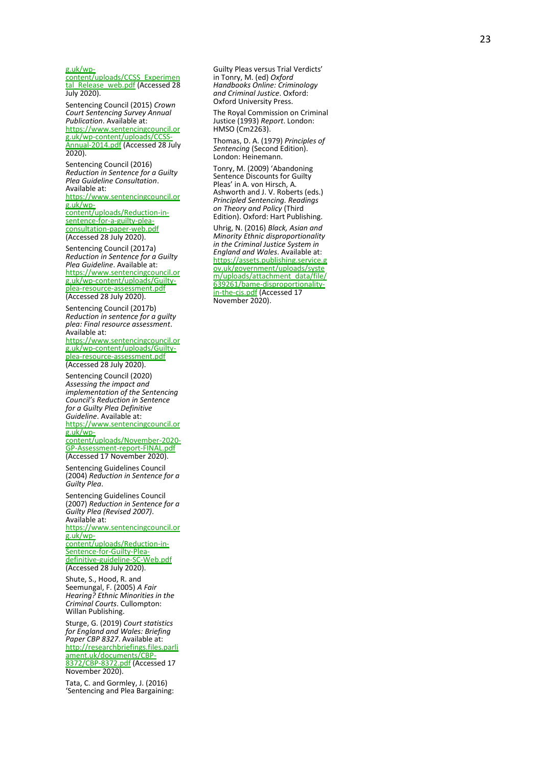g.uk/wp-content/uploads/CCSS_Experimental_Release_web.pdf (Accessed 28 July 2020).

Sentencing Council (2015) *Crown Court Sentencing Survey Annual Publication*. Available at: https://www.sentencingcouncil.org.uk/wp-content/uploads/CCSS-Annual-2014.pdf (Accessed 28 July 2020).

Sentencing Council (2016) *Reduction in Sentence for a Guilty Plea Guideline Consultation*. Available at: https://www.sentencingcouncil.org.uk/wp-content/uploads/Reduction-in-sentence-for-a-guilty-plea-consultation-paper-web.pdf (Accessed 28 July 2020).

Sentencing Council (2017a) *Reduction in Sentence for a Guilty Plea Guideline*. Available at: https://www.sentencingcouncil.org.uk/wp-content/uploads/Guilty-plea-resource-assessment.pdf (Accessed 28 July 2020).

Sentencing Council (2017b) *Reduction in sentence for a guilty plea: Final resource assessment*. Available at: https://www.sentencingcouncil.org.uk/wp-content/uploads/Guilty-plea-resource-assessment.pdf (Accessed 28 July 2020).

Sentencing Council (2020) *Assessing the impact and implementation of the Sentencing Council's Reduction in Sentence for a Guilty Plea Definitive Guideline*. Available at: https://www.sentencingcouncil.org.uk/wp-content/uploads/November-2020-GP-Assessment-report-FINAL.pdf (Accessed 17 November 2020).

Sentencing Guidelines Council (2004) *Reduction in Sentence for a Guilty Plea*.

Sentencing Guidelines Council (2007) *Reduction in Sentence for a Guilty Plea (Revised 2007)*. Available at: https://www.sentencingcouncil.org.uk/wp-content/uploads/Reduction-in-Sentence-for-Guilty-Plea-definitive-guideline-SC-Web.pdf (Accessed 28 July 2020).

Shute, S., Hood, R. and Seemungal, F. (2005) *A Fair Hearing? Ethnic Minorities in the Criminal Courts*. Cullompton: Willan Publishing.

Sturge, G. (2019) *Court statistics for England and Wales: Briefing Paper CBP 8327*. Available at: http://researchbriefings.files.parliament.uk/documents/CBP-8372/CBP-8372.pdf (Accessed 17 November 2020).

Tata, C. and Gormley, J. (2016) 'Sentencing and Plea Bargaining: Guilty Pleas versus Trial Verdicts' in Tonry, M. (ed) *Oxford Handbooks Online: Criminology and Criminal Justice*. Oxford: Oxford University Press.

The Royal Commission on Criminal Justice (1993) *Report*. London: HMSO (Cm2263).

Thomas, D. A. (1979) *Principles of Sentencing* (Second Edition). London: Heinemann.

Tonry, M. (2009) 'Abandoning Sentence Discounts for Guilty Pleas' in A. von Hirsch, A. Ashworth and J. V. Roberts (eds.) *Principled Sentencing. Readings on Theory and Policy* (Third Edition). Oxford: Hart Publishing.

Uhrig, N. (2016) *Black, Asian and Minority Ethnic disproportionality in the Criminal Justice System in England and Wales*. Available at: https://assets.publishing.service.gov.uk/government/uploads/system/uploads/attachment_data/file/639261/bame-disproportionality-in-the-cjs.pdf (Accessed 17 November 2020).